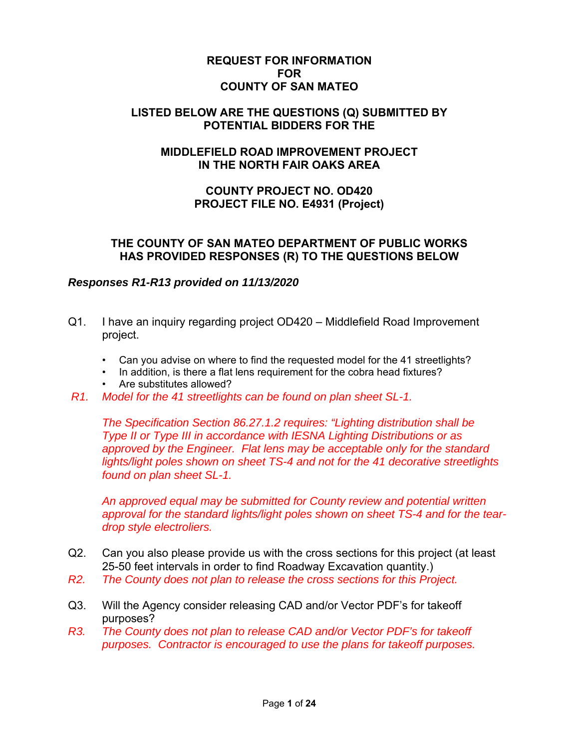# REQUEST FOR INFORMATION
# FOR
# COUNTY OF SAN MATEO

## LISTED BELOW ARE THE QUESTIONS (Q) SUBMITTED BY POTENTIAL BIDDERS FOR THE

## MIDDLEFIELD ROAD IMPROVEMENT PROJECT IN THE NORTH FAIR OAKS AREA

## COUNTY PROJECT NO. OD420
## PROJECT FILE NO. E4931 (Project)

## THE COUNTY OF SAN MATEO DEPARTMENT OF PUBLIC WORKS HAS PROVIDED RESPONSES (R) TO THE QUESTIONS BELOW

***Responses R1-R13 provided on 11/13/2020***

Q1. I have an inquiry regarding project OD420 – Middlefield Road Improvement project.

- Can you advise on where to find the requested model for the 41 streetlights?
- In addition, is there a flat lens requirement for the cobra head fixtures?
- Are substitutes allowed?

*R1. Model for the 41 streetlights can be found on plan sheet SL-1.*

*The Specification Section 86.27.1.2 requires: "Lighting distribution shall be Type II or Type III in accordance with IESNA Lighting Distributions or as approved by the Engineer. Flat lens may be acceptable only for the standard lights/light poles shown on sheet TS-4 and not for the 41 decorative streetlights found on plan sheet SL-1.*

*An approved equal may be submitted for County review and potential written approval for the standard lights/light poles shown on sheet TS-4 and for the tear-drop style electroliers.*

Q2. Can you also please provide us with the cross sections for this project (at least 25-50 feet intervals in order to find Roadway Excavation quantity.)

*R2. The County does not plan to release the cross sections for this Project.*

Q3. Will the Agency consider releasing CAD and/or Vector PDF's for takeoff purposes?

*R3. The County does not plan to release CAD and/or Vector PDF's for takeoff purposes. Contractor is encouraged to use the plans for takeoff purposes.*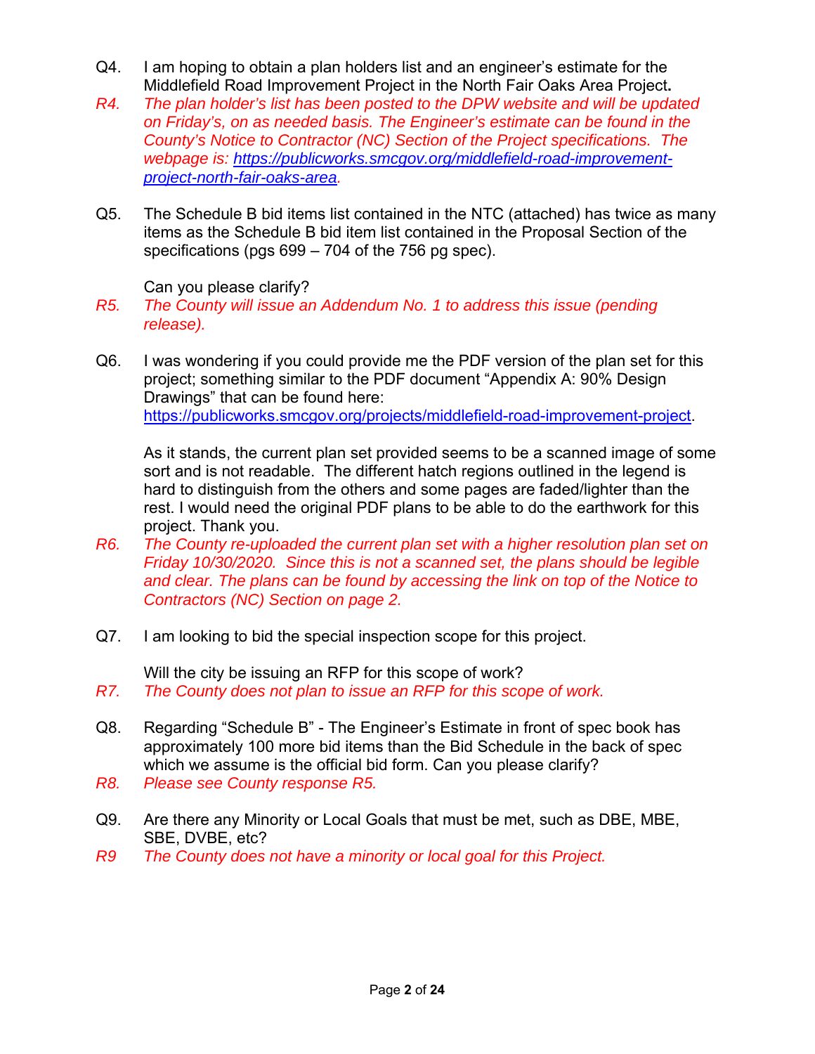Q4. I am hoping to obtain a plan holders list and an engineer's estimate for the Middlefield Road Improvement Project in the North Fair Oaks Area Project**.**

*R4. The plan holder's list has been posted to the DPW website and will be updated on Friday's, on as needed basis. The Engineer's estimate can be found in the County's Notice to Contractor (NC) Section of the Project specifications. The webpage is: [https://publicworks.smcgov.org/middlefield-road-improvement-project-north-fair-oaks-area](https://publicworks.smcgov.org/middlefield-road-improvement-project-north-fair-oaks-area).*

Q5. The Schedule B bid items list contained in the NTC (attached) has twice as many items as the Schedule B bid item list contained in the Proposal Section of the specifications (pgs 699 – 704 of the 756 pg spec).

Can you please clarify?

*R5. The County will issue an Addendum No. 1 to address this issue (pending release).*

Q6. I was wondering if you could provide me the PDF version of the plan set for this project; something similar to the PDF document "Appendix A: 90% Design Drawings" that can be found here: [https://publicworks.smcgov.org/projects/middlefield-road-improvement-project](https://publicworks.smcgov.org/projects/middlefield-road-improvement-project).

As it stands, the current plan set provided seems to be a scanned image of some sort and is not readable. The different hatch regions outlined in the legend is hard to distinguish from the others and some pages are faded/lighter than the rest. I would need the original PDF plans to be able to do the earthwork for this project. Thank you.

*R6. The County re-uploaded the current plan set with a higher resolution plan set on Friday 10/30/2020. Since this is not a scanned set, the plans should be legible and clear. The plans can be found by accessing the link on top of the Notice to Contractors (NC) Section on page 2.*

Q7. I am looking to bid the special inspection scope for this project.

Will the city be issuing an RFP for this scope of work?

*R7. The County does not plan to issue an RFP for this scope of work.*

Q8. Regarding "Schedule B" - The Engineer's Estimate in front of spec book has approximately 100 more bid items than the Bid Schedule in the back of spec which we assume is the official bid form. Can you please clarify?

*R8. Please see County response R5.*

Q9. Are there any Minority or Local Goals that must be met, such as DBE, MBE, SBE, DVBE, etc?

*R9 The County does not have a minority or local goal for this Project.*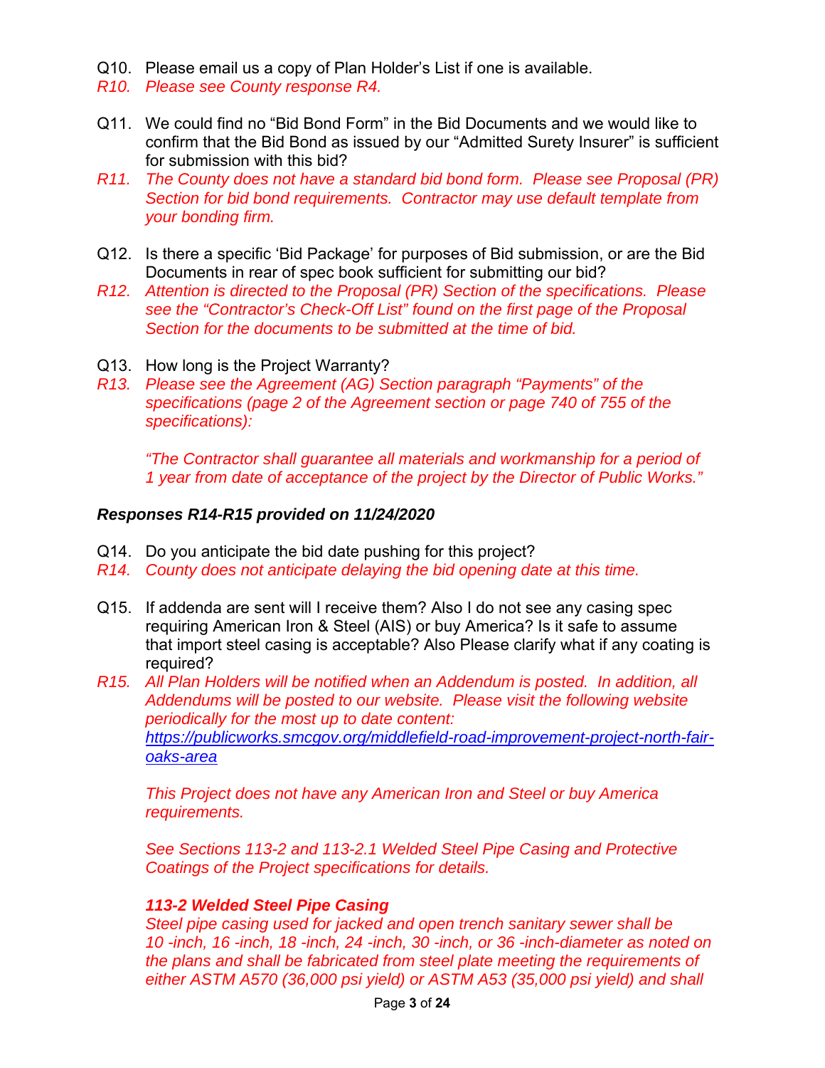Q10. Please email us a copy of Plan Holder's List if one is available.

*R10. Please see County response R4.*

Q11. We could find no "Bid Bond Form" in the Bid Documents and we would like to confirm that the Bid Bond as issued by our "Admitted Surety Insurer" is sufficient for submission with this bid?

*R11. The County does not have a standard bid bond form. Please see Proposal (PR) Section for bid bond requirements. Contractor may use default template from your bonding firm.*

Q12. Is there a specific 'Bid Package' for purposes of Bid submission, or are the Bid Documents in rear of spec book sufficient for submitting our bid?

*R12. Attention is directed to the Proposal (PR) Section of the specifications. Please see the "Contractor's Check-Off List" found on the first page of the Proposal Section for the documents to be submitted at the time of bid.*

Q13. How long is the Project Warranty?

*R13. Please see the Agreement (AG) Section paragraph "Payments" of the specifications (page 2 of the Agreement section or page 740 of 755 of the specifications):*

*"The Contractor shall guarantee all materials and workmanship for a period of 1 year from date of acceptance of the project by the Director of Public Works."*

***Responses R14-R15 provided on 11/24/2020***

Q14. Do you anticipate the bid date pushing for this project?

*R14. County does not anticipate delaying the bid opening date at this time.*

Q15. If addenda are sent will I receive them? Also I do not see any casing spec requiring American Iron & Steel (AIS) or buy America? Is it safe to assume that import steel casing is acceptable? Also Please clarify what if any coating is required?

*R15. All Plan Holders will be notified when an Addendum is posted. In addition, all Addendums will be posted to our website. Please visit the following website periodically for the most up to date content:* [https://publicworks.smcgov.org/middlefield-road-improvement-project-north-fair-oaks-area](https://publicworks.smcgov.org/middlefield-road-improvement-project-north-fair-oaks-area)

*This Project does not have any American Iron and Steel or buy America requirements.*

*See Sections 113-2 and 113-2.1 Welded Steel Pipe Casing and Protective Coatings of the Project specifications for details.*

***113-2 Welded Steel Pipe Casing***

*Steel pipe casing used for jacked and open trench sanitary sewer shall be 10 -inch, 16 -inch, 18 -inch, 24 -inch, 30 -inch, or 36 -inch-diameter as noted on the plans and shall be fabricated from steel plate meeting the requirements of either ASTM A570 (36,000 psi yield) or ASTM A53 (35,000 psi yield) and shall*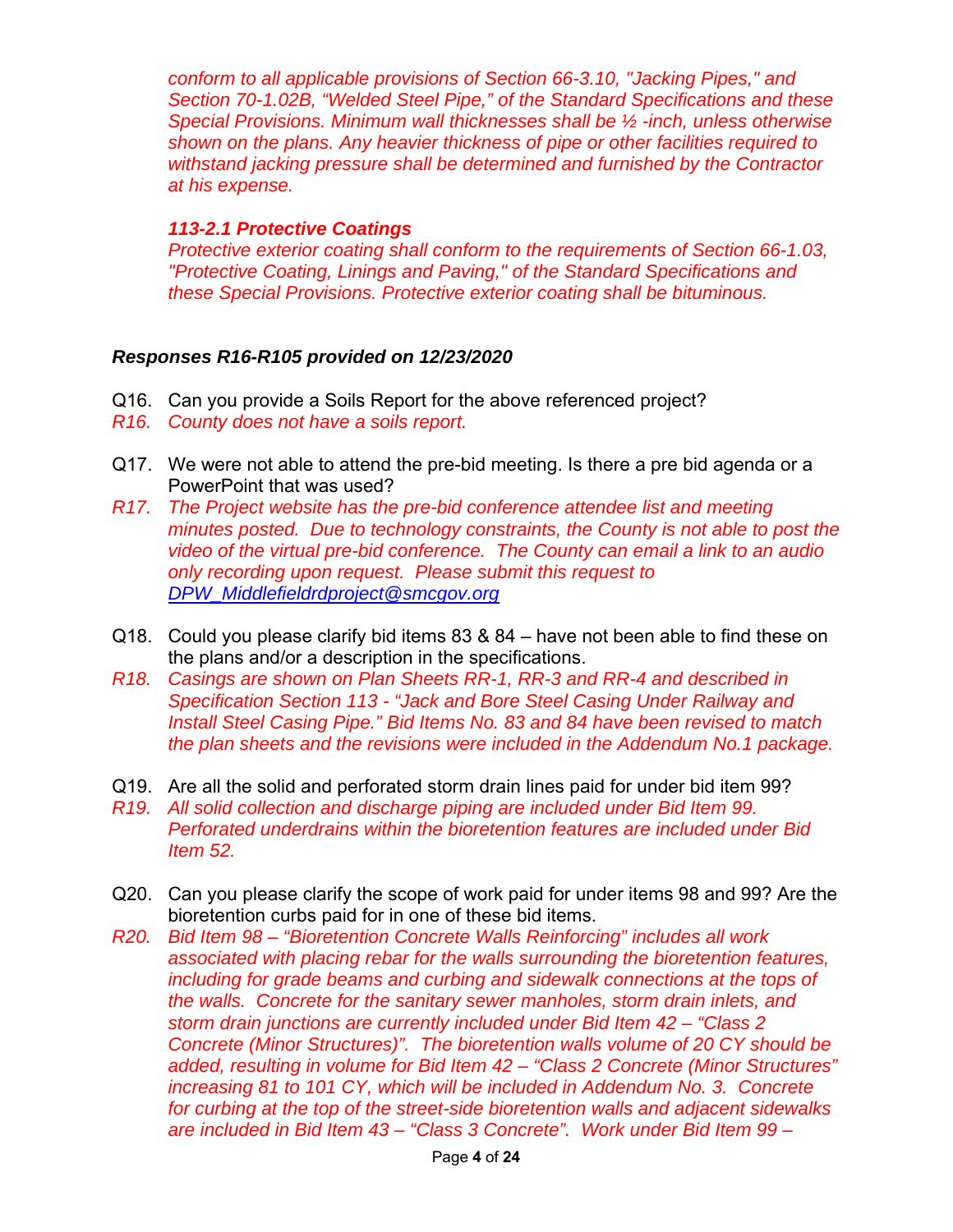*conform to all applicable provisions of Section 66-3.10, "Jacking Pipes," and Section 70-1.02B, "Welded Steel Pipe," of the Standard Specifications and these Special Provisions. Minimum wall thicknesses shall be ½ -inch, unless otherwise shown on the plans. Any heavier thickness of pipe or other facilities required to withstand jacking pressure shall be determined and furnished by the Contractor at his expense.*

***113-2.1 Protective Coatings***

*Protective exterior coating shall conform to the requirements of Section 66-1.03, "Protective Coating, Linings and Paving," of the Standard Specifications and these Special Provisions. Protective exterior coating shall be bituminous.*

***Responses R16-R105 provided on 12/23/2020***

Q16. Can you provide a Soils Report for the above referenced project?

*R16. County does not have a soils report.*

Q17. We were not able to attend the pre-bid meeting. Is there a pre bid agenda or a PowerPoint that was used?

*R17. The Project website has the pre-bid conference attendee list and meeting minutes posted. Due to technology constraints, the County is not able to post the video of the virtual pre-bid conference. The County can email a link to an audio only recording upon request. Please submit this request to DPW_Middlefieldrdproject@smcgov.org*

Q18. Could you please clarify bid items 83 & 84 – have not been able to find these on the plans and/or a description in the specifications.

*R18. Casings are shown on Plan Sheets RR-1, RR-3 and RR-4 and described in Specification Section 113 - "Jack and Bore Steel Casing Under Railway and Install Steel Casing Pipe." Bid Items No. 83 and 84 have been revised to match the plan sheets and the revisions were included in the Addendum No.1 package.*

Q19. Are all the solid and perforated storm drain lines paid for under bid item 99?

*R19. All solid collection and discharge piping are included under Bid Item 99. Perforated underdrains within the bioretention features are included under Bid Item 52.*

Q20. Can you please clarify the scope of work paid for under items 98 and 99? Are the bioretention curbs paid for in one of these bid items.

*R20. Bid Item 98 – "Bioretention Concrete Walls Reinforcing" includes all work associated with placing rebar for the walls surrounding the bioretention features, including for grade beams and curbing and sidewalk connections at the tops of the walls. Concrete for the sanitary sewer manholes, storm drain inlets, and storm drain junctions are currently included under Bid Item 42 – "Class 2 Concrete (Minor Structures)". The bioretention walls volume of 20 CY should be added, resulting in volume for Bid Item 42 – "Class 2 Concrete (Minor Structures" increasing 81 to 101 CY, which will be included in Addendum No. 3. Concrete for curbing at the top of the street-side bioretention walls and adjacent sidewalks are included in Bid Item 43 – "Class 3 Concrete". Work under Bid Item 99 –*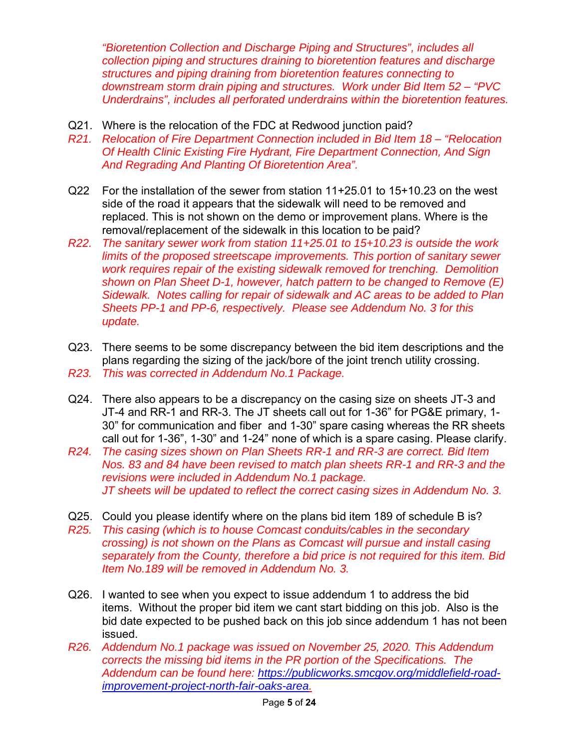*“Bioretention Collection and Discharge Piping and Structures”, includes all collection piping and structures draining to bioretention features and discharge structures and piping draining from bioretention features connecting to downstream storm drain piping and structures. Work under Bid Item 52 – “PVC Underdrains”, includes all perforated underdrains within the bioretention features.*

Q21. Where is the relocation of the FDC at Redwood junction paid?

*R21. Relocation of Fire Department Connection included in Bid Item 18 – “Relocation Of Health Clinic Existing Fire Hydrant, Fire Department Connection, And Sign And Regrading And Planting Of Bioretention Area”.*

Q22 For the installation of the sewer from station 11+25.01 to 15+10.23 on the west side of the road it appears that the sidewalk will need to be removed and replaced. This is not shown on the demo or improvement plans. Where is the removal/replacement of the sidewalk in this location to be paid?

*R22. The sanitary sewer work from station 11+25.01 to 15+10.23 is outside the work limits of the proposed streetscape improvements. This portion of sanitary sewer work requires repair of the existing sidewalk removed for trenching. Demolition shown on Plan Sheet D-1, however, hatch pattern to be changed to Remove (E) Sidewalk. Notes calling for repair of sidewalk and AC areas to be added to Plan Sheets PP-1 and PP-6, respectively. Please see Addendum No. 3 for this update.*

Q23. There seems to be some discrepancy between the bid item descriptions and the plans regarding the sizing of the jack/bore of the joint trench utility crossing.

*R23. This was corrected in Addendum No.1 Package.*

Q24. There also appears to be a discrepancy on the casing size on sheets JT-3 and JT-4 and RR-1 and RR-3. The JT sheets call out for 1-36” for PG&E primary, 1-30” for communication and fiber and 1-30” spare casing whereas the RR sheets call out for 1-36”, 1-30” and 1-24” none of which is a spare casing. Please clarify.

*R24. The casing sizes shown on Plan Sheets RR-1 and RR-3 are correct. Bid Item Nos. 83 and 84 have been revised to match plan sheets RR-1 and RR-3 and the revisions were included in Addendum No.1 package.*
*JT sheets will be updated to reflect the correct casing sizes in Addendum No. 3.*

Q25. Could you please identify where on the plans bid item 189 of schedule B is?

*R25. This casing (which is to house Comcast conduits/cables in the secondary crossing) is not shown on the Plans as Comcast will pursue and install casing separately from the County, therefore a bid price is not required for this item. Bid Item No.189 will be removed in Addendum No. 3.*

Q26. I wanted to see when you expect to issue addendum 1 to address the bid items. Without the proper bid item we cant start bidding on this job. Also is the bid date expected to be pushed back on this job since addendum 1 has not been issued.

*R26. Addendum No.1 package was issued on November 25, 2020. This Addendum corrects the missing bid items in the PR portion of the Specifications. The Addendum can be found here: [https://publicworks.smcgov.org/middlefield-road-improvement-project-north-fair-oaks-area](https://publicworks.smcgov.org/middlefield-road-improvement-project-north-fair-oaks-area).*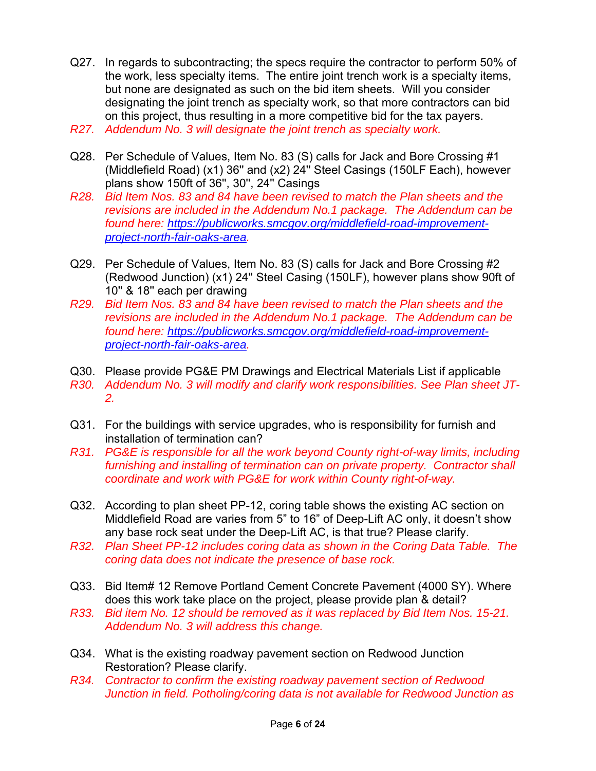Q27. In regards to subcontracting; the specs require the contractor to perform 50% of the work, less specialty items. The entire joint trench work is a specialty items, but none are designated as such on the bid item sheets. Will you consider designating the joint trench as specialty work, so that more contractors can bid on this project, thus resulting in a more competitive bid for the tax payers.

*R27. Addendum No. 3 will designate the joint trench as specialty work.*

Q28. Per Schedule of Values, Item No. 83 (S) calls for Jack and Bore Crossing #1 (Middlefield Road) (x1) 36" and (x2) 24" Steel Casings (150LF Each), however plans show 150ft of 36", 30", 24" Casings

*R28. Bid Item Nos. 83 and 84 have been revised to match the Plan sheets and the revisions are included in the Addendum No.1 package. The Addendum can be found here: [https://publicworks.smcgov.org/middlefield-road-improvement-project-north-fair-oaks-area](https://publicworks.smcgov.org/middlefield-road-improvement-project-north-fair-oaks-area).*

Q29. Per Schedule of Values, Item No. 83 (S) calls for Jack and Bore Crossing #2 (Redwood Junction) (x1) 24" Steel Casing (150LF), however plans show 90ft of 10" & 18" each per drawing

*R29. Bid Item Nos. 83 and 84 have been revised to match the Plan sheets and the revisions are included in the Addendum No.1 package. The Addendum can be found here: [https://publicworks.smcgov.org/middlefield-road-improvement-project-north-fair-oaks-area](https://publicworks.smcgov.org/middlefield-road-improvement-project-north-fair-oaks-area).*

Q30. Please provide PG&E PM Drawings and Electrical Materials List if applicable

*R30. Addendum No. 3 will modify and clarify work responsibilities. See Plan sheet JT-2.*

Q31. For the buildings with service upgrades, who is responsibility for furnish and installation of termination can?

*R31. PG&E is responsible for all the work beyond County right-of-way limits, including furnishing and installing of termination can on private property. Contractor shall coordinate and work with PG&E for work within County right-of-way.*

Q32. According to plan sheet PP-12, coring table shows the existing AC section on Middlefield Road are varies from 5" to 16" of Deep-Lift AC only, it doesn't show any base rock seat under the Deep-Lift AC, is that true? Please clarify.

*R32. Plan Sheet PP-12 includes coring data as shown in the Coring Data Table. The coring data does not indicate the presence of base rock.*

Q33. Bid Item# 12 Remove Portland Cement Concrete Pavement (4000 SY). Where does this work take place on the project, please provide plan & detail?

*R33. Bid item No. 12 should be removed as it was replaced by Bid Item Nos. 15-21. Addendum No. 3 will address this change.*

Q34. What is the existing roadway pavement section on Redwood Junction Restoration? Please clarify.

*R34. Contractor to confirm the existing roadway pavement section of Redwood Junction in field. Potholing/coring data is not available for Redwood Junction as*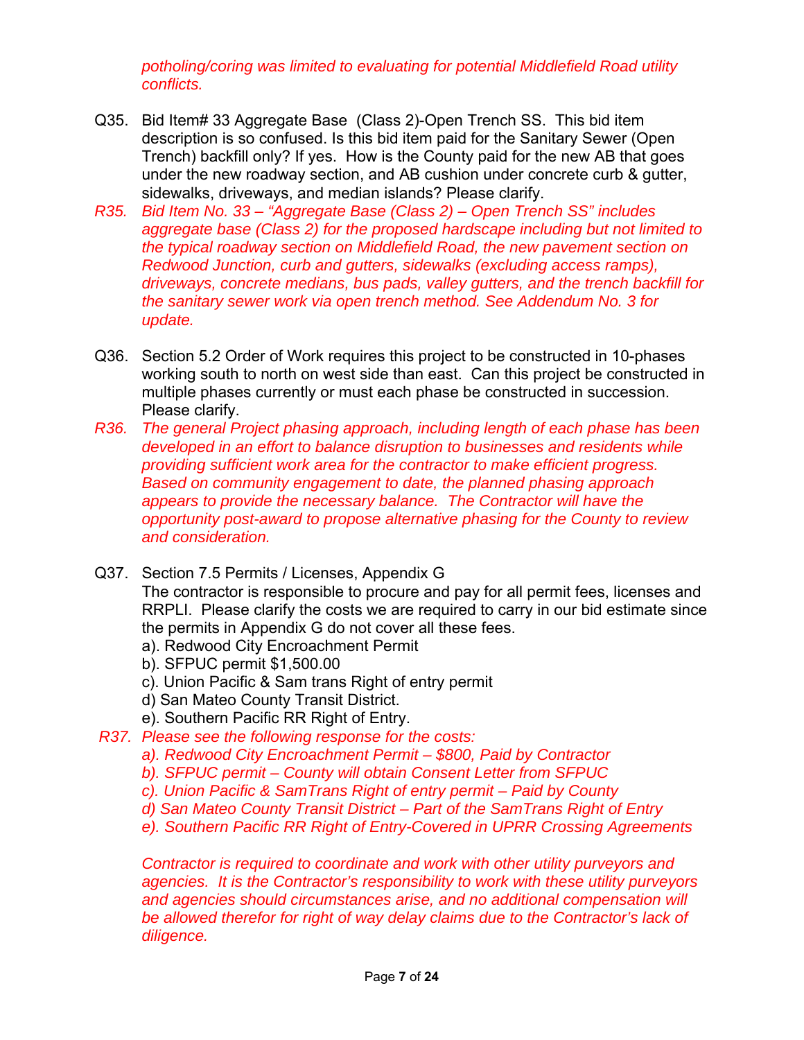*potholing/coring was limited to evaluating for potential Middlefield Road utility conflicts.*

Q35. Bid Item# 33 Aggregate Base (Class 2)-Open Trench SS. This bid item description is so confused. Is this bid item paid for the Sanitary Sewer (Open Trench) backfill only? If yes. How is the County paid for the new AB that goes under the new roadway section, and AB cushion under concrete curb & gutter, sidewalks, driveways, and median islands? Please clarify.

*R35. Bid Item No. 33 – "Aggregate Base (Class 2) – Open Trench SS" includes aggregate base (Class 2) for the proposed hardscape including but not limited to the typical roadway section on Middlefield Road, the new pavement section on Redwood Junction, curb and gutters, sidewalks (excluding access ramps), driveways, concrete medians, bus pads, valley gutters, and the trench backfill for the sanitary sewer work via open trench method. See Addendum No. 3 for update.*

Q36. Section 5.2 Order of Work requires this project to be constructed in 10-phases working south to north on west side than east. Can this project be constructed in multiple phases currently or must each phase be constructed in succession. Please clarify.

*R36. The general Project phasing approach, including length of each phase has been developed in an effort to balance disruption to businesses and residents while providing sufficient work area for the contractor to make efficient progress. Based on community engagement to date, the planned phasing approach appears to provide the necessary balance. The Contractor will have the opportunity post-award to propose alternative phasing for the County to review and consideration.*

Q37. Section 7.5 Permits / Licenses, Appendix G
The contractor is responsible to procure and pay for all permit fees, licenses and RRPLI. Please clarify the costs we are required to carry in our bid estimate since the permits in Appendix G do not cover all these fees.
a). Redwood City Encroachment Permit
b). SFPUC permit $1,500.00
c). Union Pacific & Sam trans Right of entry permit
d) San Mateo County Transit District.
e). Southern Pacific RR Right of Entry.

*R37. Please see the following response for the costs:*
*a). Redwood City Encroachment Permit – $800, Paid by Contractor*
*b). SFPUC permit – County will obtain Consent Letter from SFPUC*
*c). Union Pacific & SamTrans Right of entry permit – Paid by County*
*d) San Mateo County Transit District – Part of the SamTrans Right of Entry*
*e). Southern Pacific RR Right of Entry-Covered in UPRR Crossing Agreements*

*Contractor is required to coordinate and work with other utility purveyors and agencies. It is the Contractor's responsibility to work with these utility purveyors and agencies should circumstances arise, and no additional compensation will be allowed therefor for right of way delay claims due to the Contractor's lack of diligence.*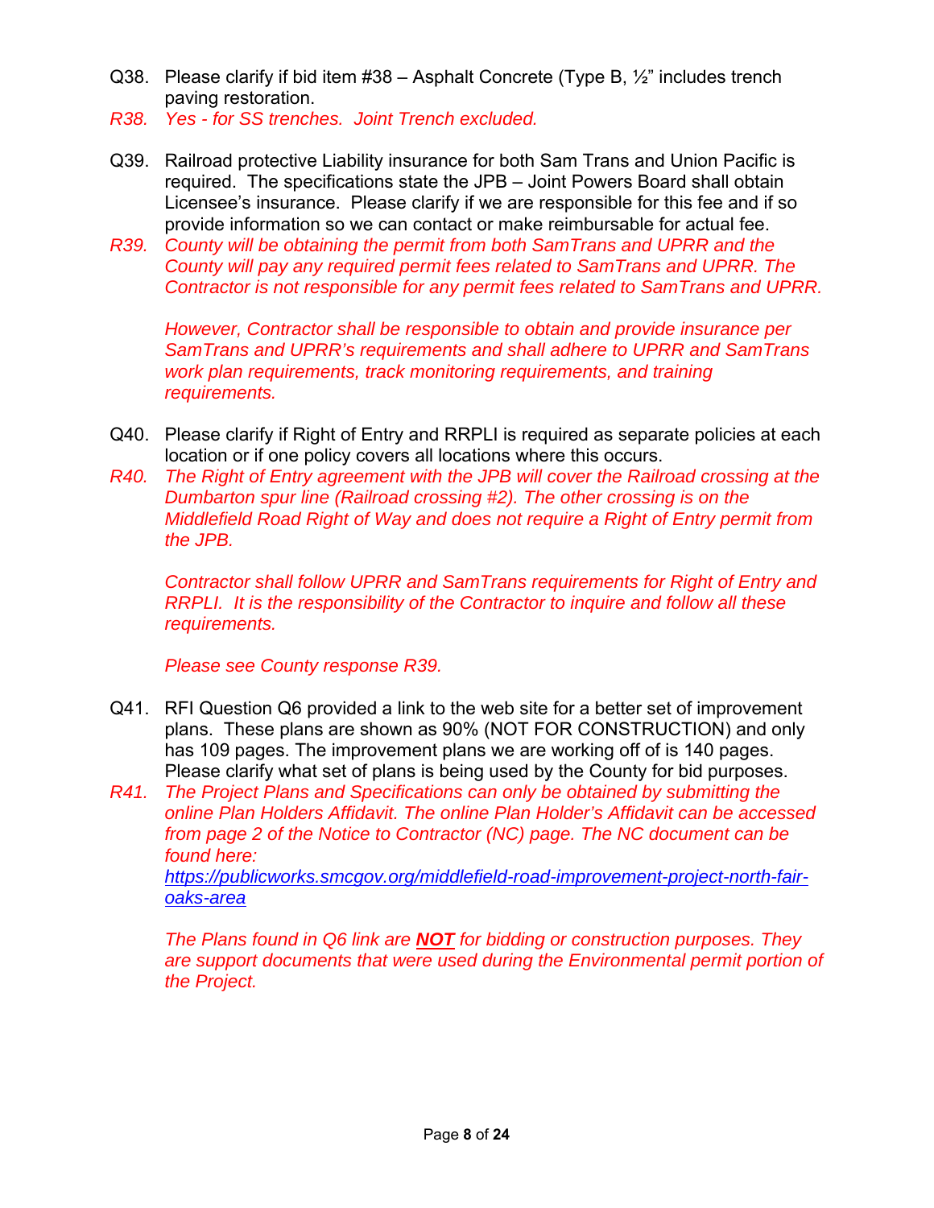Q38. Please clarify if bid item #38 – Asphalt Concrete (Type B, ½" includes trench paving restoration.

*R38. Yes - for SS trenches. Joint Trench excluded.*

Q39. Railroad protective Liability insurance for both Sam Trans and Union Pacific is required. The specifications state the JPB – Joint Powers Board shall obtain Licensee's insurance. Please clarify if we are responsible for this fee and if so provide information so we can contact or make reimbursable for actual fee.

*R39. County will be obtaining the permit from both SamTrans and UPRR and the County will pay any required permit fees related to SamTrans and UPRR. The Contractor is not responsible for any permit fees related to SamTrans and UPRR.*

*However, Contractor shall be responsible to obtain and provide insurance per SamTrans and UPRR's requirements and shall adhere to UPRR and SamTrans work plan requirements, track monitoring requirements, and training requirements.*

Q40. Please clarify if Right of Entry and RRPLI is required as separate policies at each location or if one policy covers all locations where this occurs.

*R40. The Right of Entry agreement with the JPB will cover the Railroad crossing at the Dumbarton spur line (Railroad crossing #2). The other crossing is on the Middlefield Road Right of Way and does not require a Right of Entry permit from the JPB.*

*Contractor shall follow UPRR and SamTrans requirements for Right of Entry and RRPLI. It is the responsibility of the Contractor to inquire and follow all these requirements.*

*Please see County response R39.*

Q41. RFI Question Q6 provided a link to the web site for a better set of improvement plans. These plans are shown as 90% (NOT FOR CONSTRUCTION) and only has 109 pages. The improvement plans we are working off of is 140 pages. Please clarify what set of plans is being used by the County for bid purposes.

*R41. The Project Plans and Specifications can only be obtained by submitting the online Plan Holders Affidavit. The online Plan Holder's Affidavit can be accessed from page 2 of the Notice to Contractor (NC) page. The NC document can be found here:*
*https://publicworks.smcgov.org/middlefield-road-improvement-project-north-fair-oaks-area*

*The Plans found in Q6 link are **NOT** for bidding or construction purposes. They are support documents that were used during the Environmental permit portion of the Project.*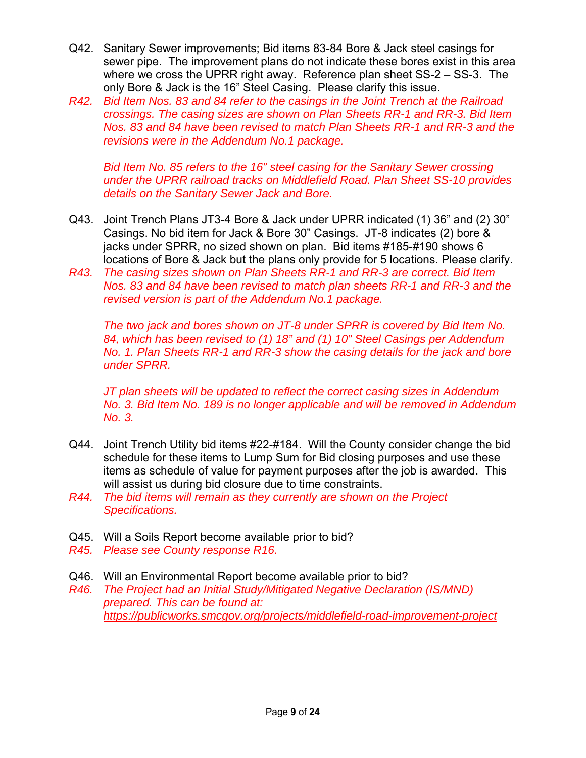Q42. Sanitary Sewer improvements; Bid items 83-84 Bore & Jack steel casings for sewer pipe. The improvement plans do not indicate these bores exist in this area where we cross the UPRR right away. Reference plan sheet SS-2 – SS-3. The only Bore & Jack is the 16" Steel Casing. Please clarify this issue.

*R42. Bid Item Nos. 83 and 84 refer to the casings in the Joint Trench at the Railroad crossings. The casing sizes are shown on Plan Sheets RR-1 and RR-3. Bid Item Nos. 83 and 84 have been revised to match Plan Sheets RR-1 and RR-3 and the revisions were in the Addendum No.1 package.*

*Bid Item No. 85 refers to the 16" steel casing for the Sanitary Sewer crossing under the UPRR railroad tracks on Middlefield Road. Plan Sheet SS-10 provides details on the Sanitary Sewer Jack and Bore.*

Q43. Joint Trench Plans JT3-4 Bore & Jack under UPRR indicated (1) 36" and (2) 30" Casings. No bid item for Jack & Bore 30" Casings. JT-8 indicates (2) bore & jacks under SPRR, no sized shown on plan. Bid items #185-#190 shows 6 locations of Bore & Jack but the plans only provide for 5 locations. Please clarify.

*R43. The casing sizes shown on Plan Sheets RR-1 and RR-3 are correct. Bid Item Nos. 83 and 84 have been revised to match plan sheets RR-1 and RR-3 and the revised version is part of the Addendum No.1 package.*

*The two jack and bores shown on JT-8 under SPRR is covered by Bid Item No. 84, which has been revised to (1) 18" and (1) 10" Steel Casings per Addendum No. 1. Plan Sheets RR-1 and RR-3 show the casing details for the jack and bore under SPRR.*

*JT plan sheets will be updated to reflect the correct casing sizes in Addendum No. 3. Bid Item No. 189 is no longer applicable and will be removed in Addendum No. 3.*

Q44. Joint Trench Utility bid items #22-#184. Will the County consider change the bid schedule for these items to Lump Sum for Bid closing purposes and use these items as schedule of value for payment purposes after the job is awarded. This will assist us during bid closure due to time constraints.

*R44. The bid items will remain as they currently are shown on the Project Specifications.*

Q45. Will a Soils Report become available prior to bid?

*R45. Please see County response R16.*

Q46. Will an Environmental Report become available prior to bid?

*R46. The Project had an Initial Study/Mitigated Negative Declaration (IS/MND) prepared. This can be found at: https://publicworks.smcgov.org/projects/middlefield-road-improvement-project*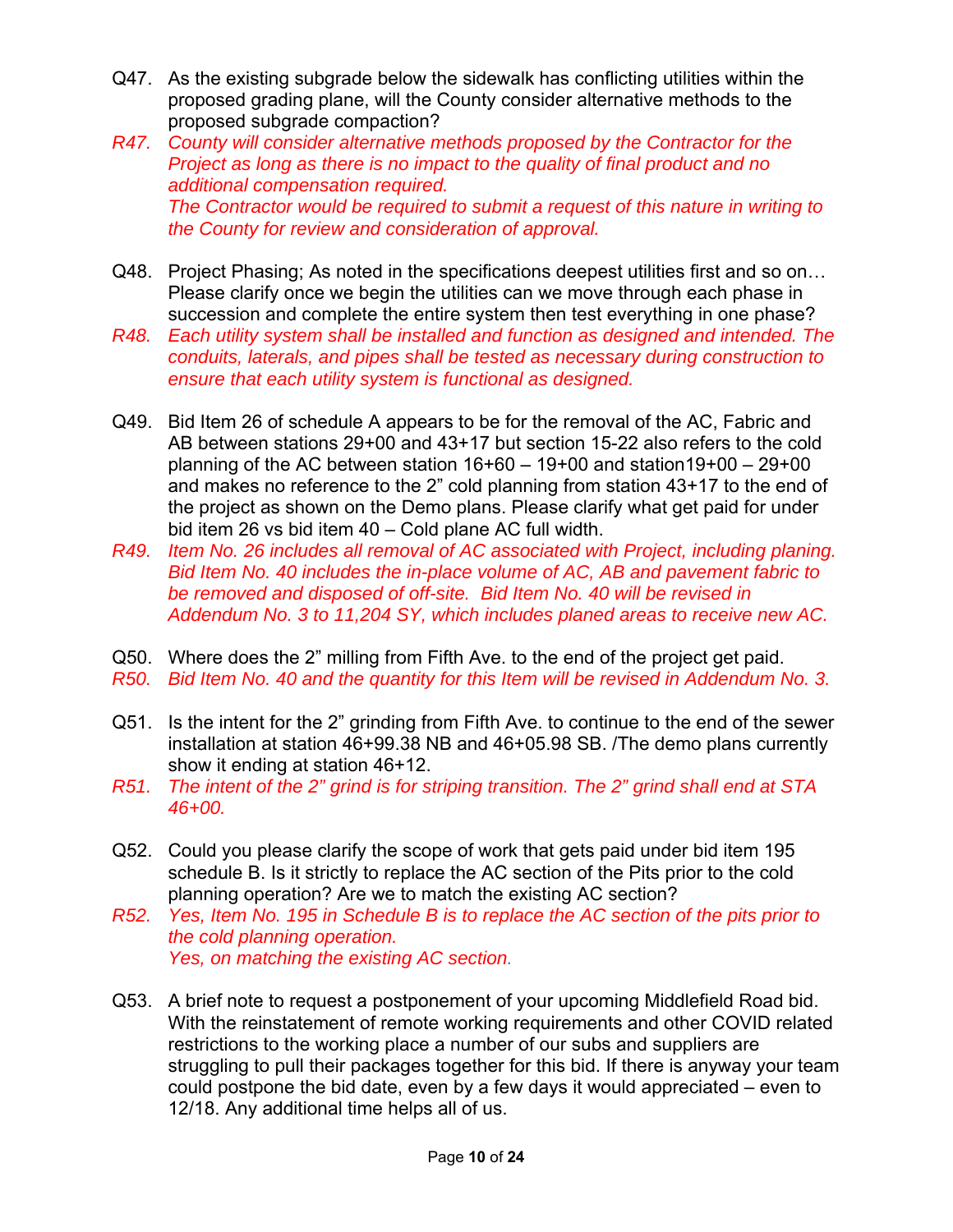Q47. As the existing subgrade below the sidewalk has conflicting utilities within the proposed grading plane, will the County consider alternative methods to the proposed subgrade compaction?

*R47. County will consider alternative methods proposed by the Contractor for the Project as long as there is no impact to the quality of final product and no additional compensation required.*
*The Contractor would be required to submit a request of this nature in writing to the County for review and consideration of approval.*

Q48. Project Phasing; As noted in the specifications deepest utilities first and so on… Please clarify once we begin the utilities can we move through each phase in succession and complete the entire system then test everything in one phase?

*R48. Each utility system shall be installed and function as designed and intended. The conduits, laterals, and pipes shall be tested as necessary during construction to ensure that each utility system is functional as designed.*

Q49. Bid Item 26 of schedule A appears to be for the removal of the AC, Fabric and AB between stations 29+00 and 43+17 but section 15-22 also refers to the cold planning of the AC between station 16+60 – 19+00 and station19+00 – 29+00 and makes no reference to the 2" cold planning from station 43+17 to the end of the project as shown on the Demo plans. Please clarify what get paid for under bid item 26 vs bid item 40 – Cold plane AC full width.

*R49. Item No. 26 includes all removal of AC associated with Project, including planing. Bid Item No. 40 includes the in-place volume of AC, AB and pavement fabric to be removed and disposed of off-site. Bid Item No. 40 will be revised in Addendum No. 3 to 11,204 SY, which includes planed areas to receive new AC.*

Q50. Where does the 2" milling from Fifth Ave. to the end of the project get paid.

*R50. Bid Item No. 40 and the quantity for this Item will be revised in Addendum No. 3.*

Q51. Is the intent for the 2" grinding from Fifth Ave. to continue to the end of the sewer installation at station 46+99.38 NB and 46+05.98 SB. /The demo plans currently show it ending at station 46+12.

*R51. The intent of the 2" grind is for striping transition. The 2" grind shall end at STA 46+00.*

Q52. Could you please clarify the scope of work that gets paid under bid item 195 schedule B. Is it strictly to replace the AC section of the Pits prior to the cold planning operation? Are we to match the existing AC section?

*R52. Yes, Item No. 195 in Schedule B is to replace the AC section of the pits prior to the cold planning operation.*
*Yes, on matching the existing AC section.*

Q53. A brief note to request a postponement of your upcoming Middlefield Road bid. With the reinstatement of remote working requirements and other COVID related restrictions to the working place a number of our subs and suppliers are struggling to pull their packages together for this bid. If there is anyway your team could postpone the bid date, even by a few days it would appreciated – even to 12/18. Any additional time helps all of us.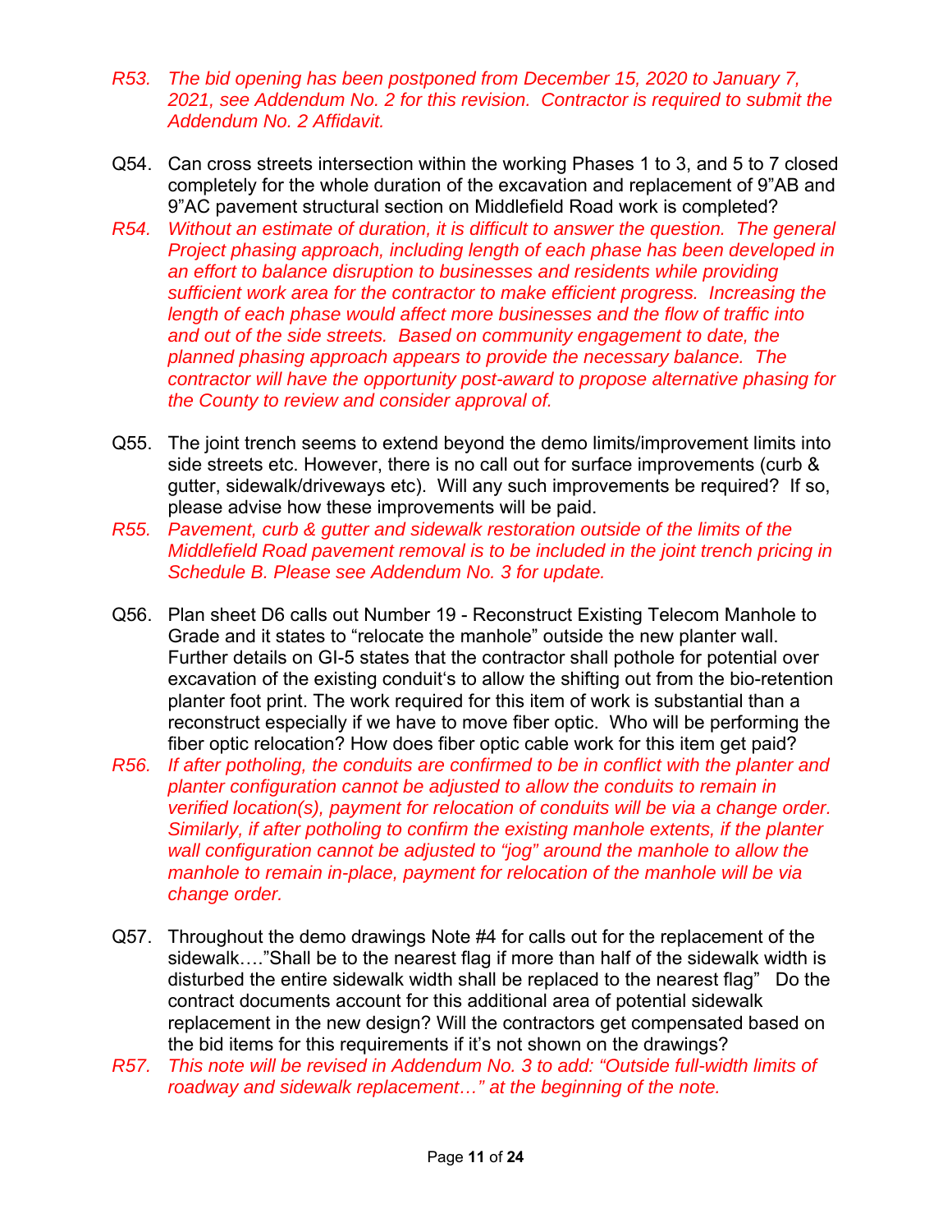*R53. The bid opening has been postponed from December 15, 2020 to January 7, 2021, see Addendum No. 2 for this revision. Contractor is required to submit the Addendum No. 2 Affidavit.*

Q54. Can cross streets intersection within the working Phases 1 to 3, and 5 to 7 closed completely for the whole duration of the excavation and replacement of 9"AB and 9"AC pavement structural section on Middlefield Road work is completed?

*R54. Without an estimate of duration, it is difficult to answer the question. The general Project phasing approach, including length of each phase has been developed in an effort to balance disruption to businesses and residents while providing sufficient work area for the contractor to make efficient progress. Increasing the length of each phase would affect more businesses and the flow of traffic into and out of the side streets. Based on community engagement to date, the planned phasing approach appears to provide the necessary balance. The contractor will have the opportunity post-award to propose alternative phasing for the County to review and consider approval of.*

Q55. The joint trench seems to extend beyond the demo limits/improvement limits into side streets etc. However, there is no call out for surface improvements (curb & gutter, sidewalk/driveways etc). Will any such improvements be required? If so, please advise how these improvements will be paid.

*R55. Pavement, curb & gutter and sidewalk restoration outside of the limits of the Middlefield Road pavement removal is to be included in the joint trench pricing in Schedule B. Please see Addendum No. 3 for update.*

Q56. Plan sheet D6 calls out Number 19 - Reconstruct Existing Telecom Manhole to Grade and it states to "relocate the manhole" outside the new planter wall. Further details on GI-5 states that the contractor shall pothole for potential over excavation of the existing conduit's to allow the shifting out from the bio-retention planter foot print. The work required for this item of work is substantial than a reconstruct especially if we have to move fiber optic. Who will be performing the fiber optic relocation? How does fiber optic cable work for this item get paid?

*R56. If after potholing, the conduits are confirmed to be in conflict with the planter and planter configuration cannot be adjusted to allow the conduits to remain in verified location(s), payment for relocation of conduits will be via a change order. Similarly, if after potholing to confirm the existing manhole extents, if the planter wall configuration cannot be adjusted to "jog" around the manhole to allow the manhole to remain in-place, payment for relocation of the manhole will be via change order.*

Q57. Throughout the demo drawings Note #4 for calls out for the replacement of the sidewalk…."Shall be to the nearest flag if more than half of the sidewalk width is disturbed the entire sidewalk width shall be replaced to the nearest flag" Do the contract documents account for this additional area of potential sidewalk replacement in the new design? Will the contractors get compensated based on the bid items for this requirements if it's not shown on the drawings?

*R57. This note will be revised in Addendum No. 3 to add: "Outside full-width limits of roadway and sidewalk replacement…" at the beginning of the note.*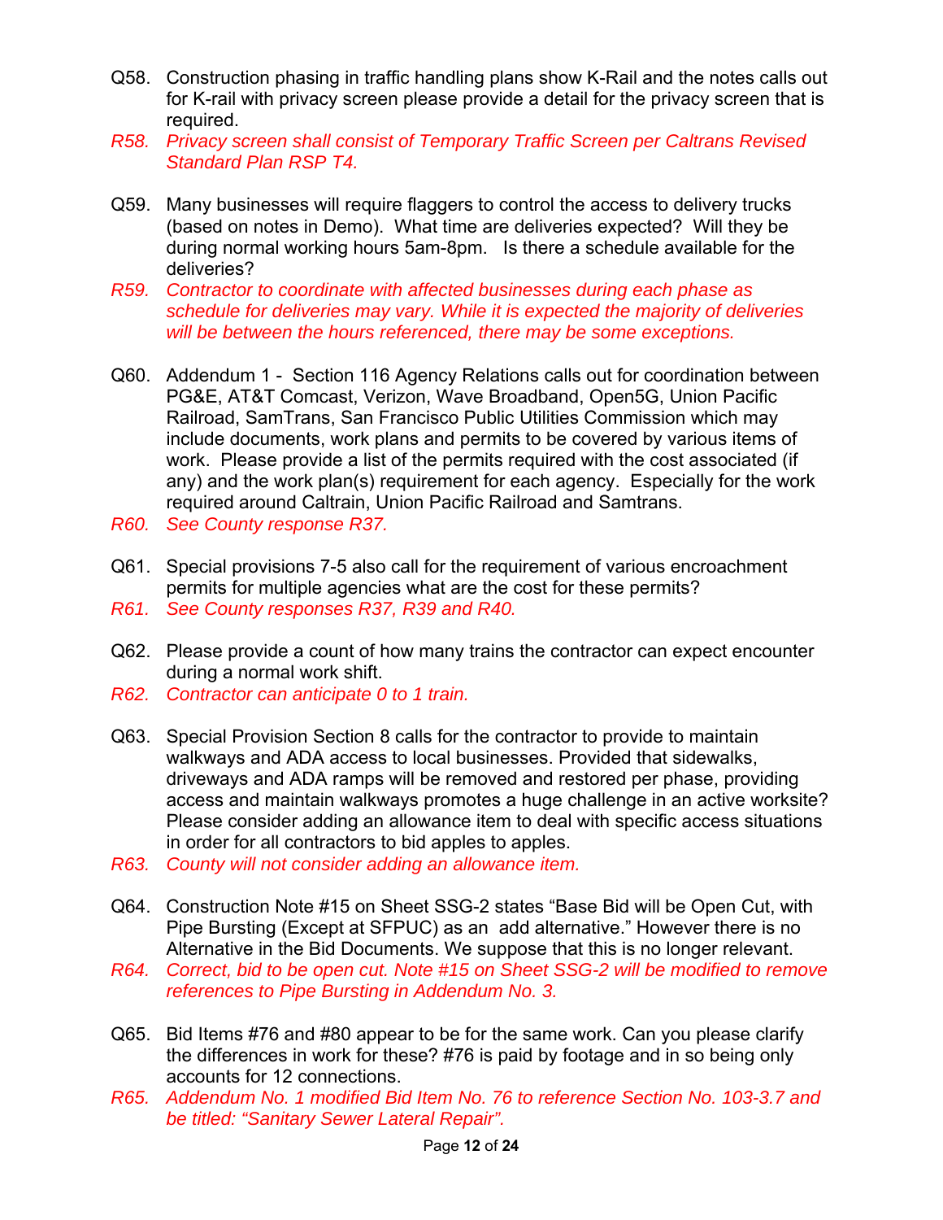Q58. Construction phasing in traffic handling plans show K-Rail and the notes calls out for K-rail with privacy screen please provide a detail for the privacy screen that is required.

*R58. Privacy screen shall consist of Temporary Traffic Screen per Caltrans Revised Standard Plan RSP T4.*

Q59. Many businesses will require flaggers to control the access to delivery trucks (based on notes in Demo). What time are deliveries expected? Will they be during normal working hours 5am-8pm. Is there a schedule available for the deliveries?

*R59. Contractor to coordinate with affected businesses during each phase as schedule for deliveries may vary. While it is expected the majority of deliveries will be between the hours referenced, there may be some exceptions.*

Q60. Addendum 1 - Section 116 Agency Relations calls out for coordination between PG&E, AT&T Comcast, Verizon, Wave Broadband, Open5G, Union Pacific Railroad, SamTrans, San Francisco Public Utilities Commission which may include documents, work plans and permits to be covered by various items of work. Please provide a list of the permits required with the cost associated (if any) and the work plan(s) requirement for each agency. Especially for the work required around Caltrain, Union Pacific Railroad and Samtrans.

*R60. See County response R37.*

Q61. Special provisions 7-5 also call for the requirement of various encroachment permits for multiple agencies what are the cost for these permits?

*R61. See County responses R37, R39 and R40.*

Q62. Please provide a count of how many trains the contractor can expect encounter during a normal work shift.

*R62. Contractor can anticipate 0 to 1 train.*

Q63. Special Provision Section 8 calls for the contractor to provide to maintain walkways and ADA access to local businesses. Provided that sidewalks, driveways and ADA ramps will be removed and restored per phase, providing access and maintain walkways promotes a huge challenge in an active worksite? Please consider adding an allowance item to deal with specific access situations in order for all contractors to bid apples to apples.

*R63. County will not consider adding an allowance item.*

Q64. Construction Note #15 on Sheet SSG-2 states "Base Bid will be Open Cut, with Pipe Bursting (Except at SFPUC) as an add alternative." However there is no Alternative in the Bid Documents. We suppose that this is no longer relevant.

*R64. Correct, bid to be open cut. Note #15 on Sheet SSG-2 will be modified to remove references to Pipe Bursting in Addendum No. 3.*

Q65. Bid Items #76 and #80 appear to be for the same work. Can you please clarify the differences in work for these? #76 is paid by footage and in so being only accounts for 12 connections.

*R65. Addendum No. 1 modified Bid Item No. 76 to reference Section No. 103-3.7 and be titled: "Sanitary Sewer Lateral Repair".*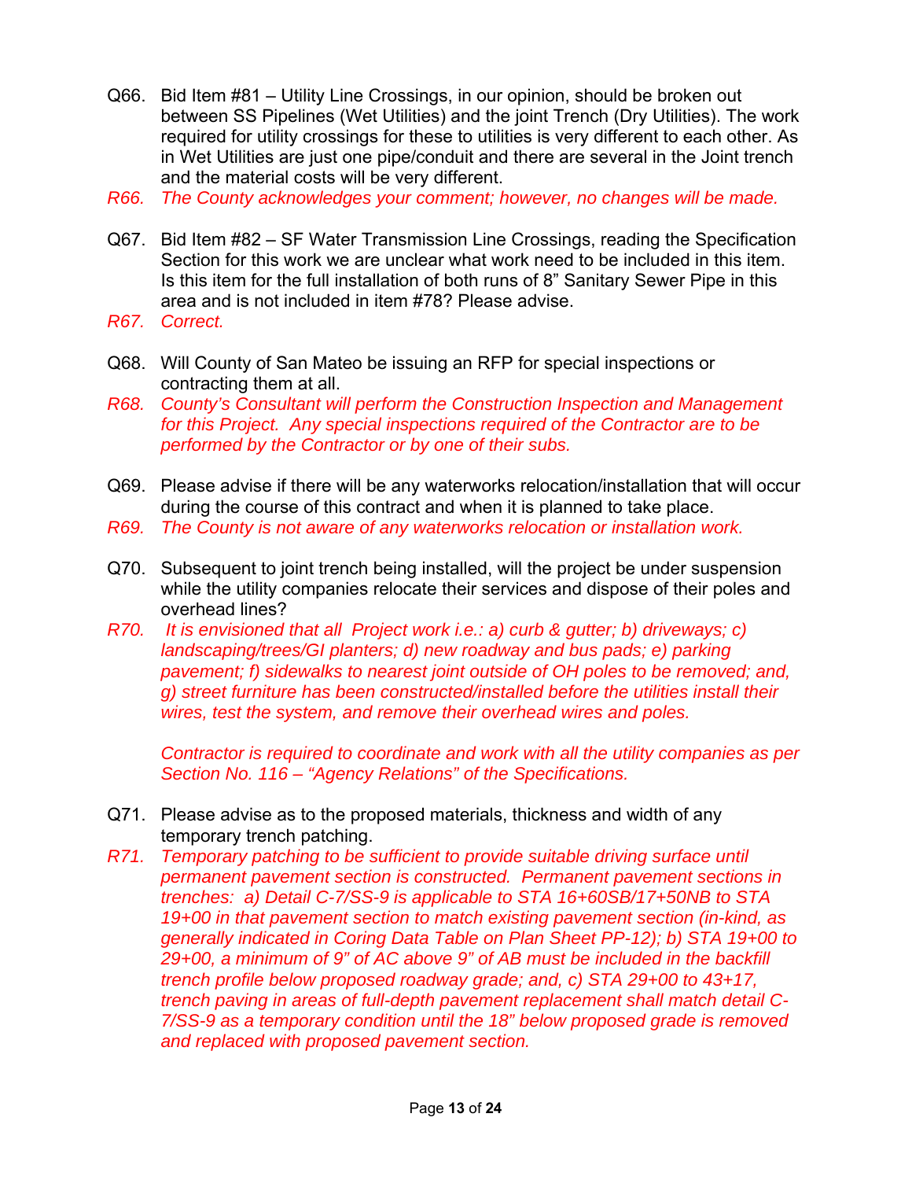Q66. Bid Item #81 – Utility Line Crossings, in our opinion, should be broken out between SS Pipelines (Wet Utilities) and the joint Trench (Dry Utilities). The work required for utility crossings for these to utilities is very different to each other. As in Wet Utilities are just one pipe/conduit and there are several in the Joint trench and the material costs will be very different.

*R66. The County acknowledges your comment; however, no changes will be made.*

Q67. Bid Item #82 – SF Water Transmission Line Crossings, reading the Specification Section for this work we are unclear what work need to be included in this item. Is this item for the full installation of both runs of 8" Sanitary Sewer Pipe in this area and is not included in item #78? Please advise.

*R67. Correct.*

Q68. Will County of San Mateo be issuing an RFP for special inspections or contracting them at all.

*R68. County's Consultant will perform the Construction Inspection and Management for this Project. Any special inspections required of the Contractor are to be performed by the Contractor or by one of their subs.*

Q69. Please advise if there will be any waterworks relocation/installation that will occur during the course of this contract and when it is planned to take place.

*R69. The County is not aware of any waterworks relocation or installation work.*

Q70. Subsequent to joint trench being installed, will the project be under suspension while the utility companies relocate their services and dispose of their poles and overhead lines?

*R70. It is envisioned that all Project work i.e.: a) curb & gutter; b) driveways; c) landscaping/trees/GI planters; d) new roadway and bus pads; e) parking pavement; f) sidewalks to nearest joint outside of OH poles to be removed; and, g) street furniture has been constructed/installed before the utilities install their wires, test the system, and remove their overhead wires and poles.*

*Contractor is required to coordinate and work with all the utility companies as per Section No. 116 – "Agency Relations" of the Specifications.*

Q71. Please advise as to the proposed materials, thickness and width of any temporary trench patching.

*R71. Temporary patching to be sufficient to provide suitable driving surface until permanent pavement section is constructed. Permanent pavement sections in trenches: a) Detail C-7/SS-9 is applicable to STA 16+60SB/17+50NB to STA 19+00 in that pavement section to match existing pavement section (in-kind, as generally indicated in Coring Data Table on Plan Sheet PP-12); b) STA 19+00 to 29+00, a minimum of 9" of AC above 9" of AB must be included in the backfill trench profile below proposed roadway grade; and, c) STA 29+00 to 43+17, trench paving in areas of full-depth pavement replacement shall match detail C-7/SS-9 as a temporary condition until the 18" below proposed grade is removed and replaced with proposed pavement section.*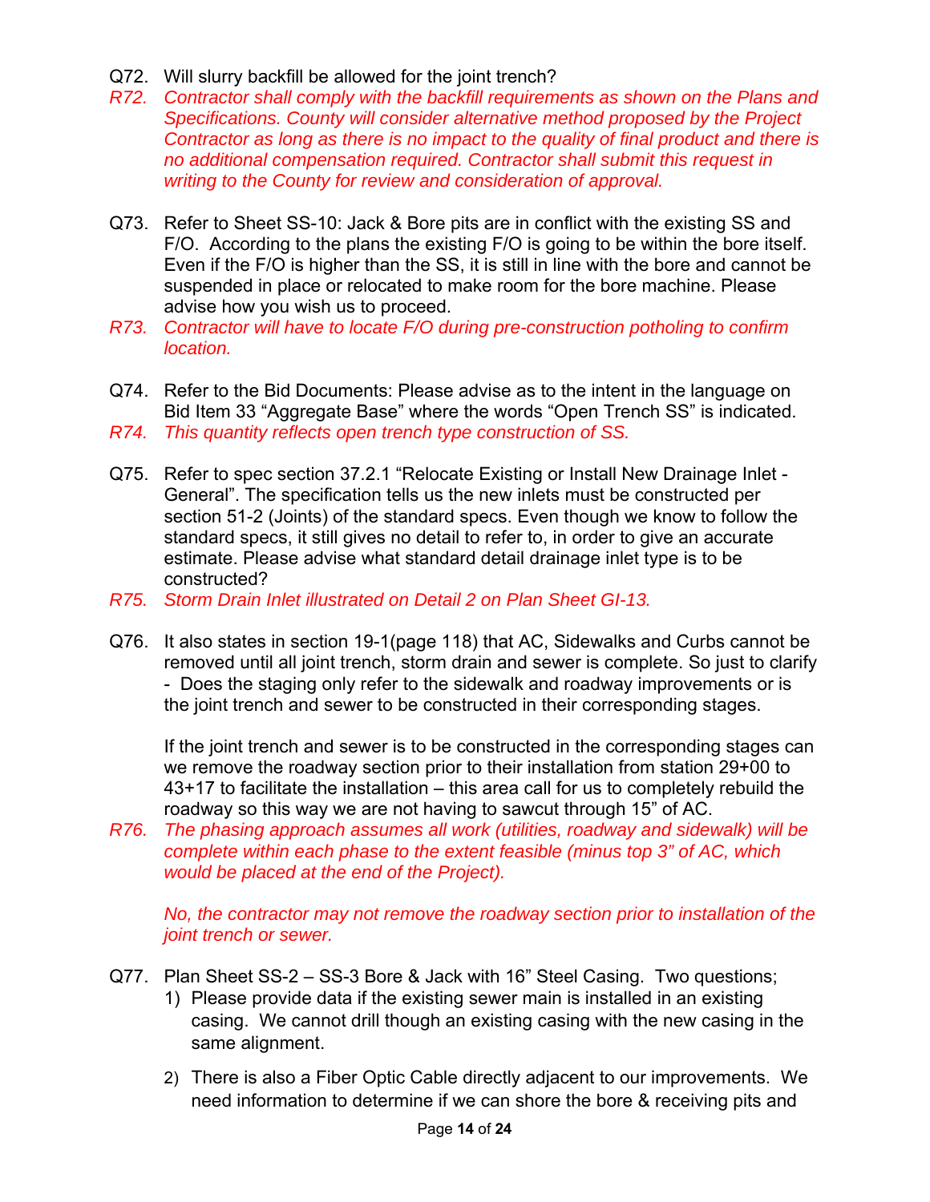Q72. Will slurry backfill be allowed for the joint trench?

*R72. Contractor shall comply with the backfill requirements as shown on the Plans and Specifications. County will consider alternative method proposed by the Project Contractor as long as there is no impact to the quality of final product and there is no additional compensation required. Contractor shall submit this request in writing to the County for review and consideration of approval.*

Q73. Refer to Sheet SS-10: Jack & Bore pits are in conflict with the existing SS and F/O. According to the plans the existing F/O is going to be within the bore itself. Even if the F/O is higher than the SS, it is still in line with the bore and cannot be suspended in place or relocated to make room for the bore machine. Please advise how you wish us to proceed.

*R73. Contractor will have to locate F/O during pre-construction potholing to confirm location.*

Q74. Refer to the Bid Documents: Please advise as to the intent in the language on Bid Item 33 "Aggregate Base" where the words "Open Trench SS" is indicated.

*R74. This quantity reflects open trench type construction of SS.*

Q75. Refer to spec section 37.2.1 "Relocate Existing or Install New Drainage Inlet - General". The specification tells us the new inlets must be constructed per section 51-2 (Joints) of the standard specs. Even though we know to follow the standard specs, it still gives no detail to refer to, in order to give an accurate estimate. Please advise what standard detail drainage inlet type is to be constructed?

*R75. Storm Drain Inlet illustrated on Detail 2 on Plan Sheet GI-13.*

Q76. It also states in section 19-1(page 118) that AC, Sidewalks and Curbs cannot be removed until all joint trench, storm drain and sewer is complete. So just to clarify - Does the staging only refer to the sidewalk and roadway improvements or is the joint trench and sewer to be constructed in their corresponding stages.

If the joint trench and sewer is to be constructed in the corresponding stages can we remove the roadway section prior to their installation from station 29+00 to 43+17 to facilitate the installation – this area call for us to completely rebuild the roadway so this way we are not having to sawcut through 15" of AC.

*R76. The phasing approach assumes all work (utilities, roadway and sidewalk) will be complete within each phase to the extent feasible (minus top 3" of AC, which would be placed at the end of the Project).*

*No, the contractor may not remove the roadway section prior to installation of the joint trench or sewer.*

Q77. Plan Sheet SS-2 – SS-3 Bore & Jack with 16" Steel Casing. Two questions;

1) Please provide data if the existing sewer main is installed in an existing casing. We cannot drill though an existing casing with the new casing in the same alignment.
2) There is also a Fiber Optic Cable directly adjacent to our improvements. We need information to determine if we can shore the bore & receiving pits and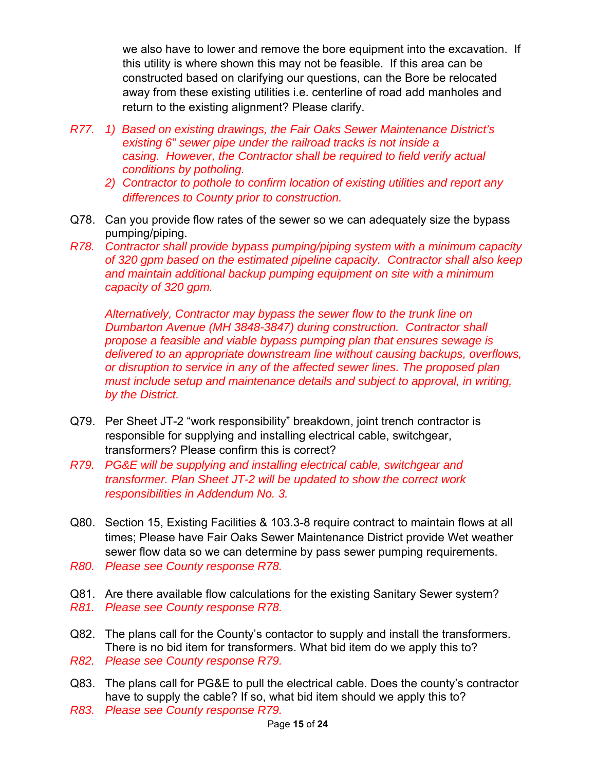we also have to lower and remove the bore equipment into the excavation. If this utility is where shown this may not be feasible. If this area can be constructed based on clarifying our questions, can the Bore be relocated away from these existing utilities i.e. centerline of road add manholes and return to the existing alignment? Please clarify.

*R77. 1) Based on existing drawings, the Fair Oaks Sewer Maintenance District's existing 6" sewer pipe under the railroad tracks is not inside a casing. However, the Contractor shall be required to field verify actual conditions by potholing.*

*2) Contractor to pothole to confirm location of existing utilities and report any differences to County prior to construction.*

Q78. Can you provide flow rates of the sewer so we can adequately size the bypass pumping/piping.

*R78. Contractor shall provide bypass pumping/piping system with a minimum capacity of 320 gpm based on the estimated pipeline capacity. Contractor shall also keep and maintain additional backup pumping equipment on site with a minimum capacity of 320 gpm.*

*Alternatively, Contractor may bypass the sewer flow to the trunk line on Dumbarton Avenue (MH 3848-3847) during construction. Contractor shall propose a feasible and viable bypass pumping plan that ensures sewage is delivered to an appropriate downstream line without causing backups, overflows, or disruption to service in any of the affected sewer lines. The proposed plan must include setup and maintenance details and subject to approval, in writing, by the District.*

Q79. Per Sheet JT-2 "work responsibility" breakdown, joint trench contractor is responsible for supplying and installing electrical cable, switchgear, transformers? Please confirm this is correct?

*R79. PG&E will be supplying and installing electrical cable, switchgear and transformer. Plan Sheet JT-2 will be updated to show the correct work responsibilities in Addendum No. 3.*

Q80. Section 15, Existing Facilities & 103.3-8 require contract to maintain flows at all times; Please have Fair Oaks Sewer Maintenance District provide Wet weather sewer flow data so we can determine by pass sewer pumping requirements.

*R80. Please see County response R78.*

Q81. Are there available flow calculations for the existing Sanitary Sewer system?

*R81. Please see County response R78.*

Q82. The plans call for the County's contactor to supply and install the transformers. There is no bid item for transformers. What bid item do we apply this to?

*R82. Please see County response R79.*

Q83. The plans call for PG&E to pull the electrical cable. Does the county's contractor have to supply the cable? If so, what bid item should we apply this to?

*R83. Please see County response R79.*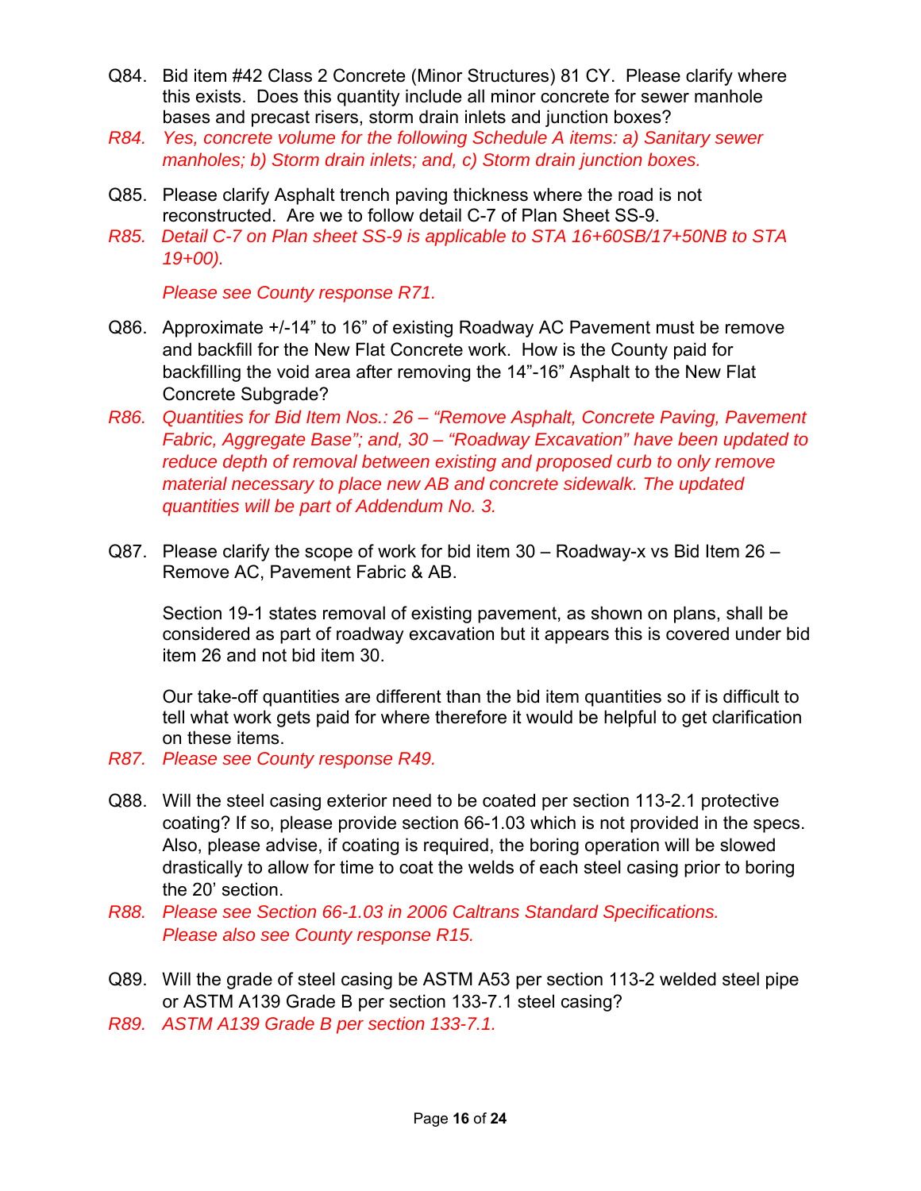Q84. Bid item #42 Class 2 Concrete (Minor Structures) 81 CY. Please clarify where this exists. Does this quantity include all minor concrete for sewer manhole bases and precast risers, storm drain inlets and junction boxes?

*R84. Yes, concrete volume for the following Schedule A items: a) Sanitary sewer manholes; b) Storm drain inlets; and, c) Storm drain junction boxes.*

Q85. Please clarify Asphalt trench paving thickness where the road is not reconstructed. Are we to follow detail C-7 of Plan Sheet SS-9.

*R85. Detail C-7 on Plan sheet SS-9 is applicable to STA 16+60SB/17+50NB to STA 19+00).*

*Please see County response R71.*

Q86. Approximate +/-14" to 16" of existing Roadway AC Pavement must be remove and backfill for the New Flat Concrete work. How is the County paid for backfilling the void area after removing the 14"-16" Asphalt to the New Flat Concrete Subgrade?

*R86. Quantities for Bid Item Nos.: 26 – "Remove Asphalt, Concrete Paving, Pavement Fabric, Aggregate Base"; and, 30 – "Roadway Excavation" have been updated to reduce depth of removal between existing and proposed curb to only remove material necessary to place new AB and concrete sidewalk. The updated quantities will be part of Addendum No. 3.*

Q87. Please clarify the scope of work for bid item 30 – Roadway-x vs Bid Item 26 – Remove AC, Pavement Fabric & AB.

Section 19-1 states removal of existing pavement, as shown on plans, shall be considered as part of roadway excavation but it appears this is covered under bid item 26 and not bid item 30.

Our take-off quantities are different than the bid item quantities so if is difficult to tell what work gets paid for where therefore it would be helpful to get clarification on these items.

*R87. Please see County response R49.*

Q88. Will the steel casing exterior need to be coated per section 113-2.1 protective coating? If so, please provide section 66-1.03 which is not provided in the specs. Also, please advise, if coating is required, the boring operation will be slowed drastically to allow for time to coat the welds of each steel casing prior to boring the 20' section.

*R88. Please see Section 66-1.03 in 2006 Caltrans Standard Specifications. Please also see County response R15.*

Q89. Will the grade of steel casing be ASTM A53 per section 113-2 welded steel pipe or ASTM A139 Grade B per section 133-7.1 steel casing?

*R89. ASTM A139 Grade B per section 133-7.1.*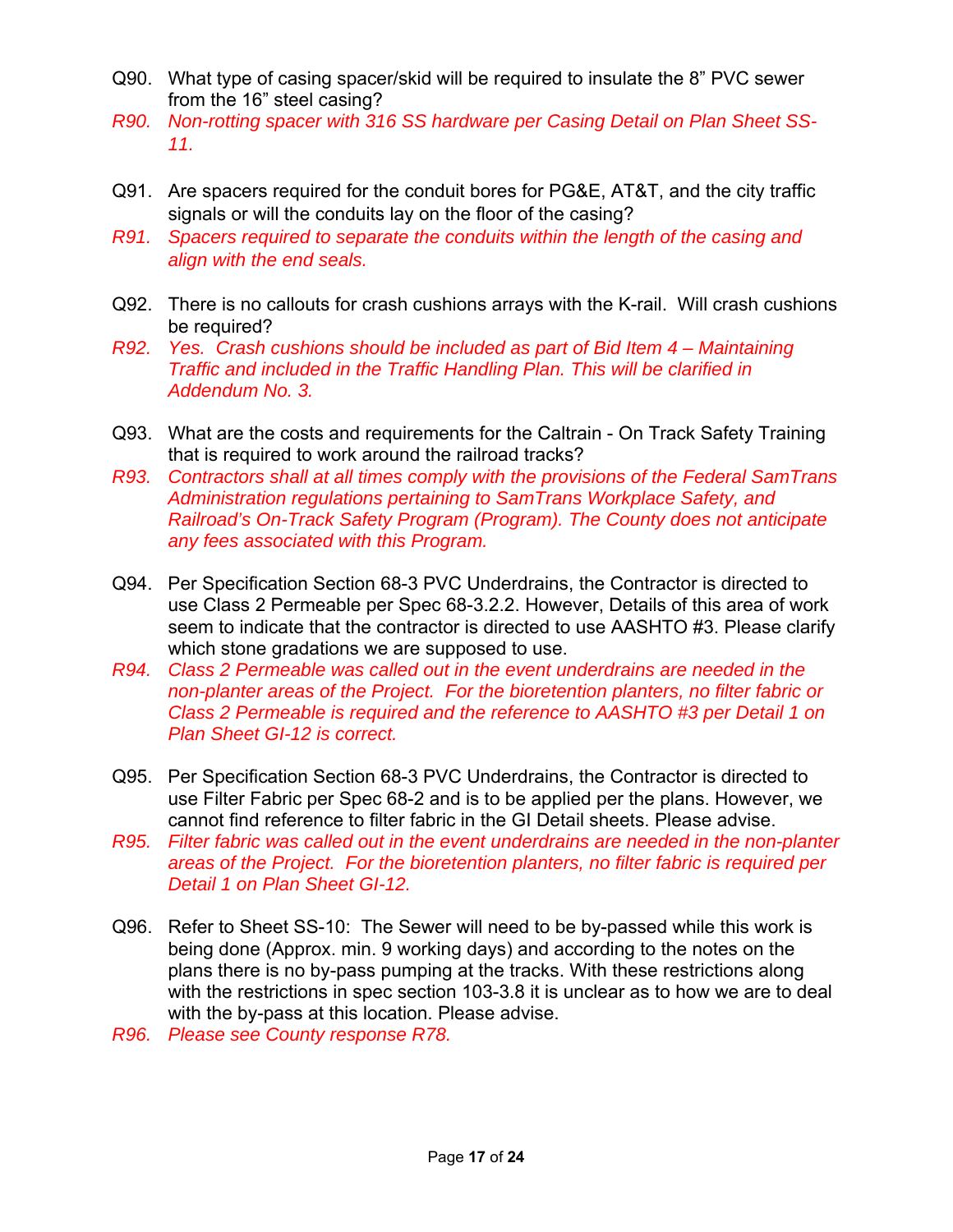Q90. What type of casing spacer/skid will be required to insulate the 8" PVC sewer from the 16" steel casing?

*R90. Non-rotting spacer with 316 SS hardware per Casing Detail on Plan Sheet SS-11.*

Q91. Are spacers required for the conduit bores for PG&E, AT&T, and the city traffic signals or will the conduits lay on the floor of the casing?

*R91. Spacers required to separate the conduits within the length of the casing and align with the end seals.*

Q92. There is no callouts for crash cushions arrays with the K-rail. Will crash cushions be required?

*R92. Yes. Crash cushions should be included as part of Bid Item 4 – Maintaining Traffic and included in the Traffic Handling Plan. This will be clarified in Addendum No. 3.*

Q93. What are the costs and requirements for the Caltrain - On Track Safety Training that is required to work around the railroad tracks?

*R93. Contractors shall at all times comply with the provisions of the Federal SamTrans Administration regulations pertaining to SamTrans Workplace Safety, and Railroad's On-Track Safety Program (Program). The County does not anticipate any fees associated with this Program.*

Q94. Per Specification Section 68-3 PVC Underdrains, the Contractor is directed to use Class 2 Permeable per Spec 68-3.2.2. However, Details of this area of work seem to indicate that the contractor is directed to use AASHTO #3. Please clarify which stone gradations we are supposed to use.

*R94. Class 2 Permeable was called out in the event underdrains are needed in the non-planter areas of the Project. For the bioretention planters, no filter fabric or Class 2 Permeable is required and the reference to AASHTO #3 per Detail 1 on Plan Sheet GI-12 is correct.*

Q95. Per Specification Section 68-3 PVC Underdrains, the Contractor is directed to use Filter Fabric per Spec 68-2 and is to be applied per the plans. However, we cannot find reference to filter fabric in the GI Detail sheets. Please advise.

*R95. Filter fabric was called out in the event underdrains are needed in the non-planter areas of the Project. For the bioretention planters, no filter fabric is required per Detail 1 on Plan Sheet GI-12.*

Q96. Refer to Sheet SS-10: The Sewer will need to be by-passed while this work is being done (Approx. min. 9 working days) and according to the notes on the plans there is no by-pass pumping at the tracks. With these restrictions along with the restrictions in spec section 103-3.8 it is unclear as to how we are to deal with the by-pass at this location. Please advise.

*R96. Please see County response R78.*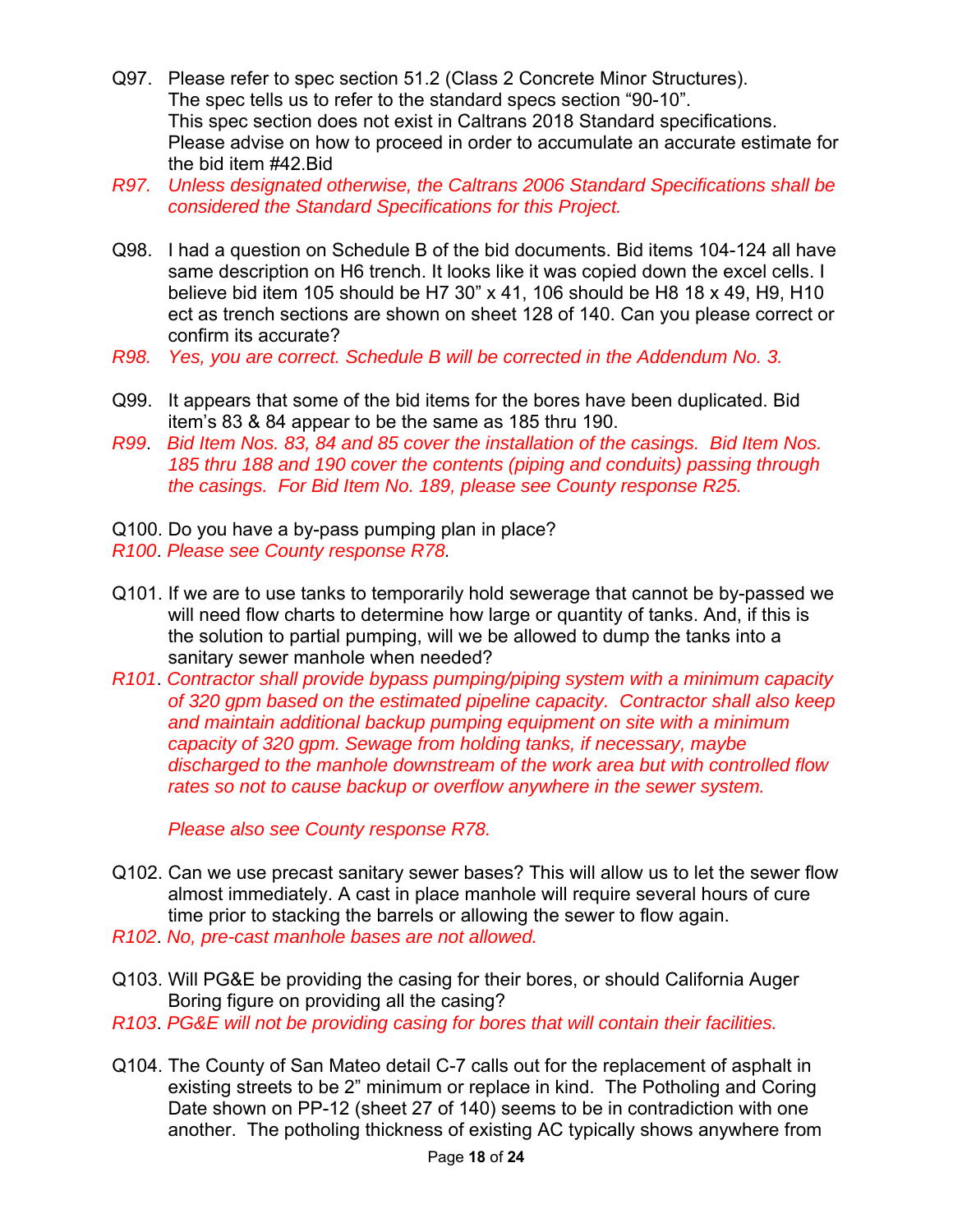Q97. Please refer to spec section 51.2 (Class 2 Concrete Minor Structures). The spec tells us to refer to the standard specs section "90-10". This spec section does not exist in Caltrans 2018 Standard specifications. Please advise on how to proceed in order to accumulate an accurate estimate for the bid item #42.Bid

*R97. Unless designated otherwise, the Caltrans 2006 Standard Specifications shall be considered the Standard Specifications for this Project.*

Q98. I had a question on Schedule B of the bid documents. Bid items 104-124 all have same description on H6 trench. It looks like it was copied down the excel cells. I believe bid item 105 should be H7 30" x 41, 106 should be H8 18 x 49, H9, H10 ect as trench sections are shown on sheet 128 of 140. Can you please correct or confirm its accurate?

*R98. Yes, you are correct. Schedule B will be corrected in the Addendum No. 3.*

Q99. It appears that some of the bid items for the bores have been duplicated. Bid item's 83 & 84 appear to be the same as 185 thru 190.

*R99. Bid Item Nos. 83, 84 and 85 cover the installation of the casings. Bid Item Nos. 185 thru 188 and 190 cover the contents (piping and conduits) passing through the casings. For Bid Item No. 189, please see County response R25.*

Q100. Do you have a by-pass pumping plan in place?

*R100. Please see County response R78.*

Q101. If we are to use tanks to temporarily hold sewerage that cannot be by-passed we will need flow charts to determine how large or quantity of tanks. And, if this is the solution to partial pumping, will we be allowed to dump the tanks into a sanitary sewer manhole when needed?

*R101. Contractor shall provide bypass pumping/piping system with a minimum capacity of 320 gpm based on the estimated pipeline capacity. Contractor shall also keep and maintain additional backup pumping equipment on site with a minimum capacity of 320 gpm. Sewage from holding tanks, if necessary, maybe discharged to the manhole downstream of the work area but with controlled flow rates so not to cause backup or overflow anywhere in the sewer system.*

*Please also see County response R78.*

Q102. Can we use precast sanitary sewer bases? This will allow us to let the sewer flow almost immediately. A cast in place manhole will require several hours of cure time prior to stacking the barrels or allowing the sewer to flow again.

*R102. No, pre-cast manhole bases are not allowed.*

Q103. Will PG&E be providing the casing for their bores, or should California Auger Boring figure on providing all the casing?

*R103. PG&E will not be providing casing for bores that will contain their facilities.*

Q104. The County of San Mateo detail C-7 calls out for the replacement of asphalt in existing streets to be 2" minimum or replace in kind. The Potholing and Coring Date shown on PP-12 (sheet 27 of 140) seems to be in contradiction with one another. The potholing thickness of existing AC typically shows anywhere from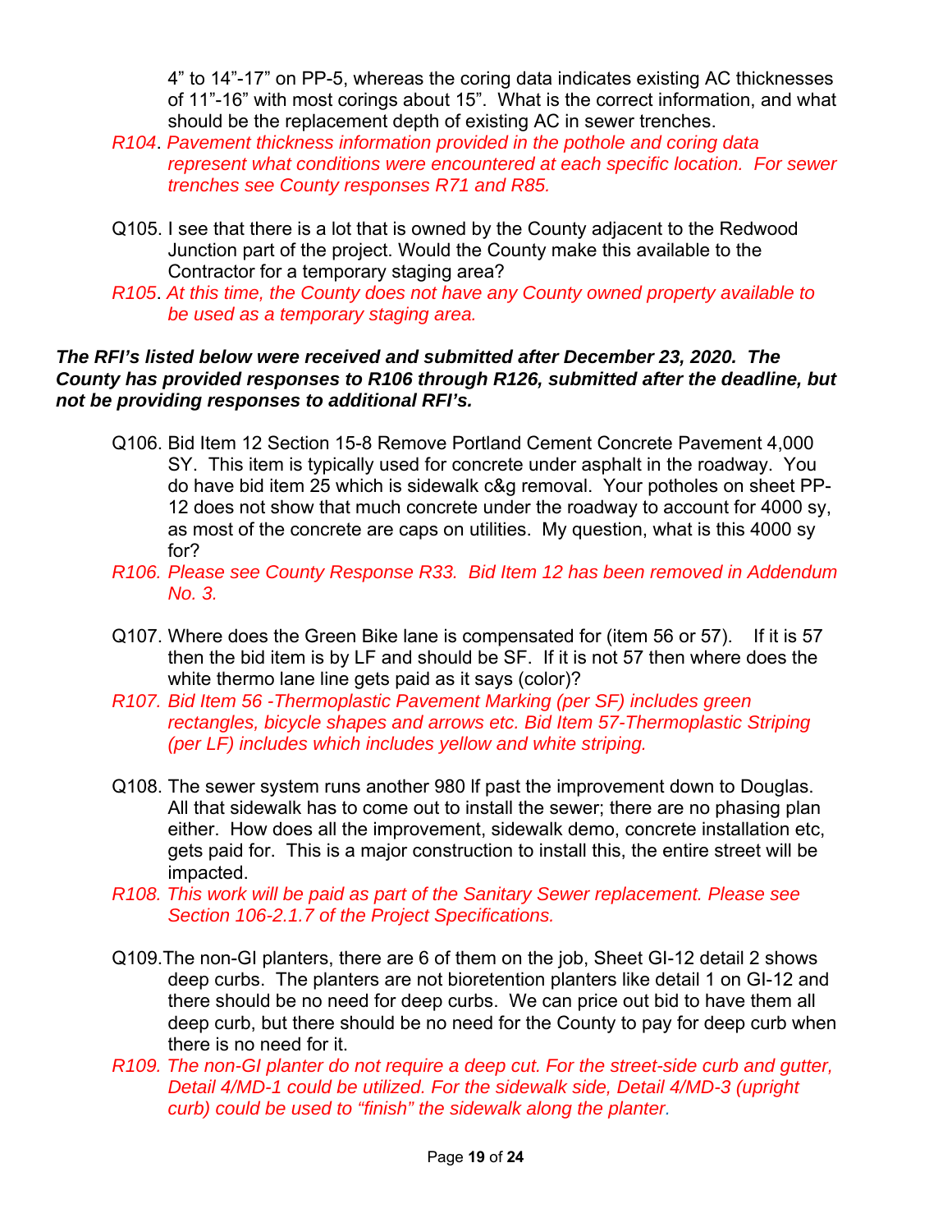4" to 14"-17" on PP-5, whereas the coring data indicates existing AC thicknesses of 11"-16" with most corings about 15". What is the correct information, and what should be the replacement depth of existing AC in sewer trenches.

*R104. Pavement thickness information provided in the pothole and coring data represent what conditions were encountered at each specific location. For sewer trenches see County responses R71 and R85.*

Q105. I see that there is a lot that is owned by the County adjacent to the Redwood Junction part of the project. Would the County make this available to the Contractor for a temporary staging area?

*R105. At this time, the County does not have any County owned property available to be used as a temporary staging area.*

***The RFI's listed below were received and submitted after December 23, 2020. The County has provided responses to R106 through R126, submitted after the deadline, but not be providing responses to additional RFI's.***

Q106. Bid Item 12 Section 15-8 Remove Portland Cement Concrete Pavement 4,000 SY. This item is typically used for concrete under asphalt in the roadway. You do have bid item 25 which is sidewalk c&g removal. Your potholes on sheet PP-12 does not show that much concrete under the roadway to account for 4000 sy, as most of the concrete are caps on utilities. My question, what is this 4000 sy for?

*R106. Please see County Response R33. Bid Item 12 has been removed in Addendum No. 3.*

Q107. Where does the Green Bike lane is compensated for (item 56 or 57). If it is 57 then the bid item is by LF and should be SF. If it is not 57 then where does the white thermo lane line gets paid as it says (color)?

*R107. Bid Item 56 -Thermoplastic Pavement Marking (per SF) includes green rectangles, bicycle shapes and arrows etc. Bid Item 57-Thermoplastic Striping (per LF) includes which includes yellow and white striping.*

Q108. The sewer system runs another 980 lf past the improvement down to Douglas. All that sidewalk has to come out to install the sewer; there are no phasing plan either. How does all the improvement, sidewalk demo, concrete installation etc, gets paid for. This is a major construction to install this, the entire street will be impacted.

*R108. This work will be paid as part of the Sanitary Sewer replacement. Please see Section 106-2.1.7 of the Project Specifications.*

Q109. The non-GI planters, there are 6 of them on the job, Sheet GI-12 detail 2 shows deep curbs. The planters are not bioretention planters like detail 1 on GI-12 and there should be no need for deep curbs. We can price out bid to have them all deep curb, but there should be no need for the County to pay for deep curb when there is no need for it.

*R109. The non-GI planter do not require a deep cut. For the street-side curb and gutter, Detail 4/MD-1 could be utilized. For the sidewalk side, Detail 4/MD-3 (upright curb) could be used to "finish" the sidewalk along the planter.*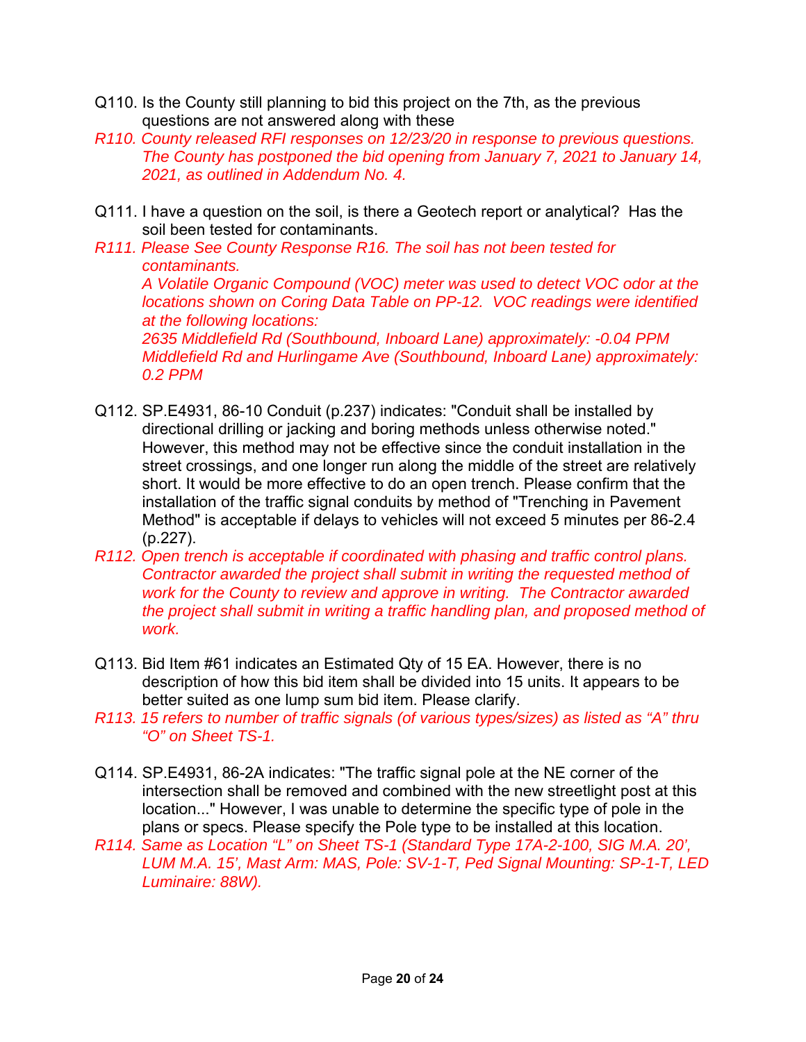Q110. Is the County still planning to bid this project on the 7th, as the previous questions are not answered along with these

*R110. County released RFI responses on 12/23/20 in response to previous questions. The County has postponed the bid opening from January 7, 2021 to January 14, 2021, as outlined in Addendum No. 4.*

Q111. I have a question on the soil, is there a Geotech report or analytical? Has the soil been tested for contaminants.

*R111. Please See County Response R16. The soil has not been tested for contaminants.*
*A Volatile Organic Compound (VOC) meter was used to detect VOC odor at the locations shown on Coring Data Table on PP-12. VOC readings were identified at the following locations:*
*2635 Middlefield Rd (Southbound, Inboard Lane) approximately: -0.04 PPM*
*Middlefield Rd and Hurlingame Ave (Southbound, Inboard Lane) approximately: 0.2 PPM*

Q112. SP.E4931, 86-10 Conduit (p.237) indicates: "Conduit shall be installed by directional drilling or jacking and boring methods unless otherwise noted." However, this method may not be effective since the conduit installation in the street crossings, and one longer run along the middle of the street are relatively short. It would be more effective to do an open trench. Please confirm that the installation of the traffic signal conduits by method of "Trenching in Pavement Method" is acceptable if delays to vehicles will not exceed 5 minutes per 86-2.4 (p.227).

*R112. Open trench is acceptable if coordinated with phasing and traffic control plans. Contractor awarded the project shall submit in writing the requested method of work for the County to review and approve in writing. The Contractor awarded the project shall submit in writing a traffic handling plan, and proposed method of work.*

Q113. Bid Item #61 indicates an Estimated Qty of 15 EA. However, there is no description of how this bid item shall be divided into 15 units. It appears to be better suited as one lump sum bid item. Please clarify.

*R113. 15 refers to number of traffic signals (of various types/sizes) as listed as "A" thru "O" on Sheet TS-1.*

Q114. SP.E4931, 86-2A indicates: "The traffic signal pole at the NE corner of the intersection shall be removed and combined with the new streetlight post at this location..." However, I was unable to determine the specific type of pole in the plans or specs. Please specify the Pole type to be installed at this location.

*R114. Same as Location "L" on Sheet TS-1 (Standard Type 17A-2-100, SIG M.A. 20', LUM M.A. 15', Mast Arm: MAS, Pole: SV-1-T, Ped Signal Mounting: SP-1-T, LED Luminaire: 88W).*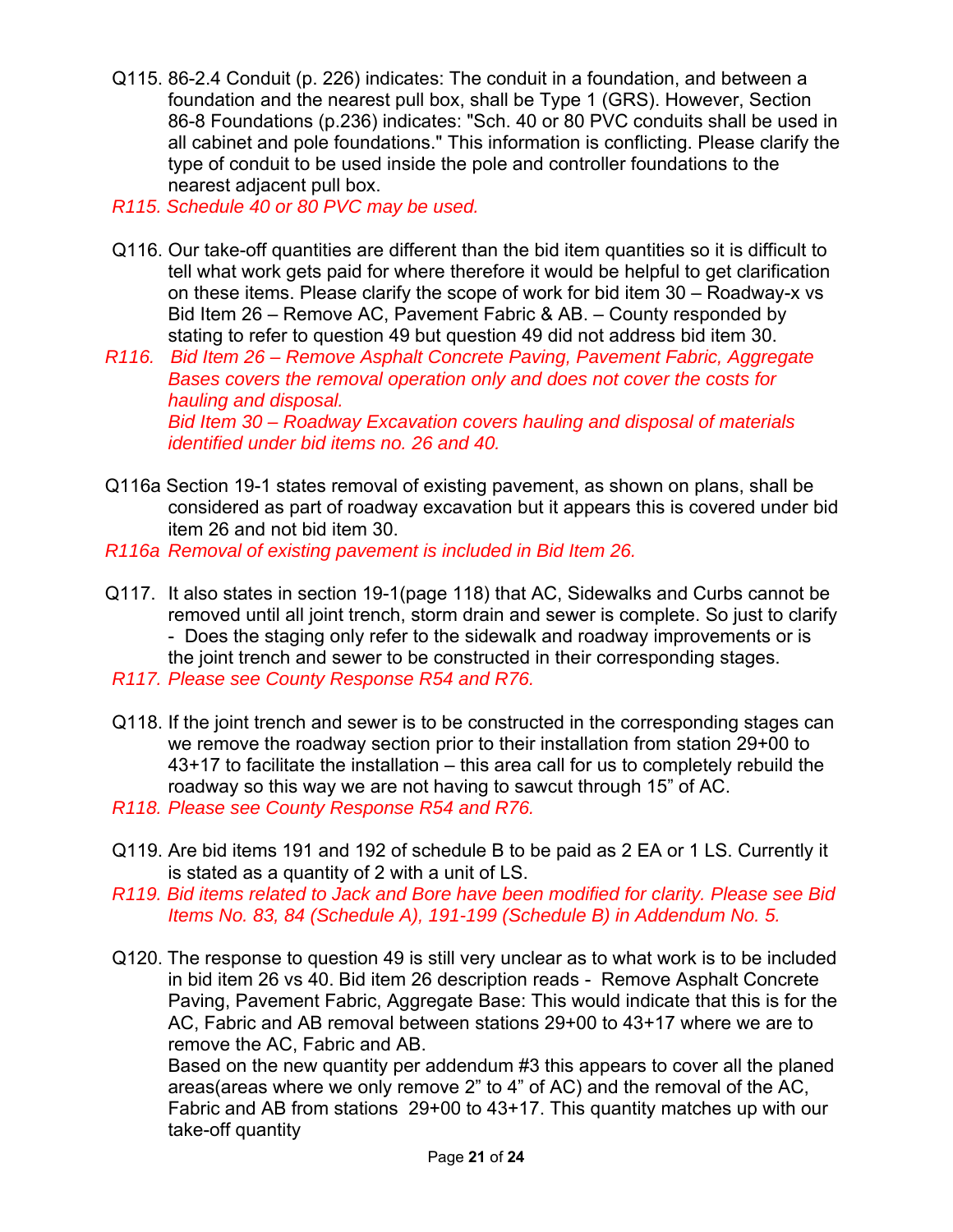Q115. 86-2.4 Conduit (p. 226) indicates: The conduit in a foundation, and between a foundation and the nearest pull box, shall be Type 1 (GRS). However, Section 86-8 Foundations (p.236) indicates: "Sch. 40 or 80 PVC conduits shall be used in all cabinet and pole foundations." This information is conflicting. Please clarify the type of conduit to be used inside the pole and controller foundations to the nearest adjacent pull box.

*R115. Schedule 40 or 80 PVC may be used.*

Q116. Our take-off quantities are different than the bid item quantities so it is difficult to tell what work gets paid for where therefore it would be helpful to get clarification on these items. Please clarify the scope of work for bid item 30 – Roadway-x vs Bid Item 26 – Remove AC, Pavement Fabric & AB. – County responded by stating to refer to question 49 but question 49 did not address bid item 30.

*R116. Bid Item 26 – Remove Asphalt Concrete Paving, Pavement Fabric, Aggregate Bases covers the removal operation only and does not cover the costs for hauling and disposal.*
*Bid Item 30 – Roadway Excavation covers hauling and disposal of materials identified under bid items no. 26 and 40.*

Q116a Section 19-1 states removal of existing pavement, as shown on plans, shall be considered as part of roadway excavation but it appears this is covered under bid item 26 and not bid item 30.

*R116a Removal of existing pavement is included in Bid Item 26.*

Q117. It also states in section 19-1(page 118) that AC, Sidewalks and Curbs cannot be removed until all joint trench, storm drain and sewer is complete. So just to clarify - Does the staging only refer to the sidewalk and roadway improvements or is the joint trench and sewer to be constructed in their corresponding stages.

*R117. Please see County Response R54 and R76.*

Q118. If the joint trench and sewer is to be constructed in the corresponding stages can we remove the roadway section prior to their installation from station 29+00 to 43+17 to facilitate the installation – this area call for us to completely rebuild the roadway so this way we are not having to sawcut through 15" of AC.

*R118. Please see County Response R54 and R76.*

Q119. Are bid items 191 and 192 of schedule B to be paid as 2 EA or 1 LS. Currently it is stated as a quantity of 2 with a unit of LS.

*R119. Bid items related to Jack and Bore have been modified for clarity. Please see Bid Items No. 83, 84 (Schedule A), 191-199 (Schedule B) in Addendum No. 5.*

Q120. The response to question 49 is still very unclear as to what work is to be included in bid item 26 vs 40. Bid item 26 description reads - Remove Asphalt Concrete Paving, Pavement Fabric, Aggregate Base: This would indicate that this is for the AC, Fabric and AB removal between stations 29+00 to 43+17 where we are to remove the AC, Fabric and AB.
Based on the new quantity per addendum #3 this appears to cover all the planed areas(areas where we only remove 2" to 4" of AC) and the removal of the AC, Fabric and AB from stations 29+00 to 43+17. This quantity matches up with our take-off quantity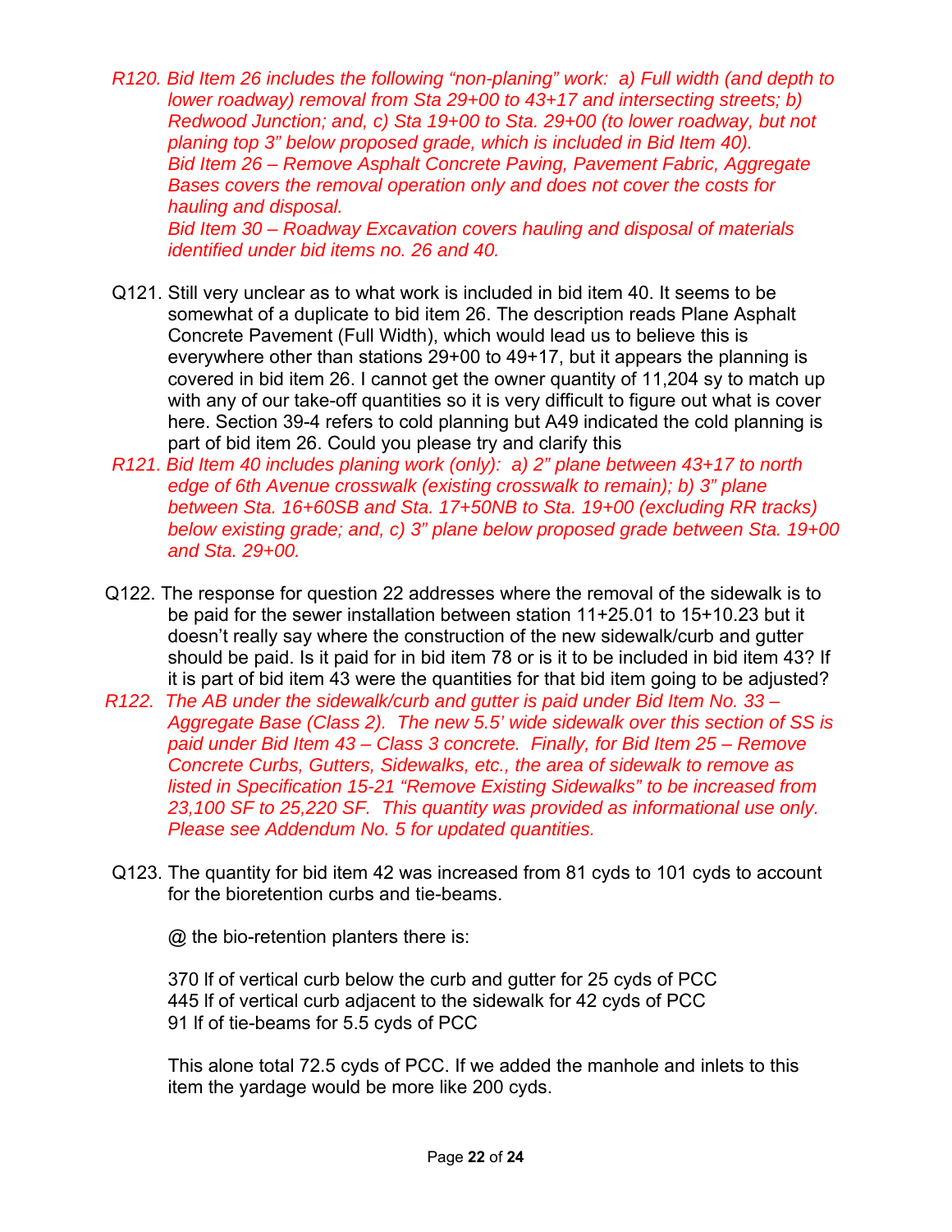*R120. Bid Item 26 includes the following "non-planing" work: a) Full width (and depth to lower roadway) removal from Sta 29+00 to 43+17 and intersecting streets; b) Redwood Junction; and, c) Sta 19+00 to Sta. 29+00 (to lower roadway, but not planing top 3" below proposed grade, which is included in Bid Item 40).*
*Bid Item 26 – Remove Asphalt Concrete Paving, Pavement Fabric, Aggregate Bases covers the removal operation only and does not cover the costs for hauling and disposal.*
*Bid Item 30 – Roadway Excavation covers hauling and disposal of materials identified under bid items no. 26 and 40.*

Q121. Still very unclear as to what work is included in bid item 40. It seems to be somewhat of a duplicate to bid item 26. The description reads Plane Asphalt Concrete Pavement (Full Width), which would lead us to believe this is everywhere other than stations 29+00 to 49+17, but it appears the planning is covered in bid item 26. I cannot get the owner quantity of 11,204 sy to match up with any of our take-off quantities so it is very difficult to figure out what is cover here. Section 39-4 refers to cold planning but A49 indicated the cold planning is part of bid item 26. Could you please try and clarify this

*R121. Bid Item 40 includes planing work (only): a) 2" plane between 43+17 to north edge of 6th Avenue crosswalk (existing crosswalk to remain); b) 3" plane between Sta. 16+60SB and Sta. 17+50NB to Sta. 19+00 (excluding RR tracks) below existing grade; and, c) 3" plane below proposed grade between Sta. 19+00 and Sta. 29+00.*

Q122. The response for question 22 addresses where the removal of the sidewalk is to be paid for the sewer installation between station 11+25.01 to 15+10.23 but it doesn't really say where the construction of the new sidewalk/curb and gutter should be paid. Is it paid for in bid item 78 or is it to be included in bid item 43? If it is part of bid item 43 were the quantities for that bid item going to be adjusted?

*R122. The AB under the sidewalk/curb and gutter is paid under Bid Item No. 33 – Aggregate Base (Class 2). The new 5.5' wide sidewalk over this section of SS is paid under Bid Item 43 – Class 3 concrete. Finally, for Bid Item 25 – Remove Concrete Curbs, Gutters, Sidewalks, etc., the area of sidewalk to remove as listed in Specification 15-21 "Remove Existing Sidewalks" to be increased from 23,100 SF to 25,220 SF. This quantity was provided as informational use only. Please see Addendum No. 5 for updated quantities.*

Q123. The quantity for bid item 42 was increased from 81 cyds to 101 cyds to account for the bioretention curbs and tie-beams.

@ the bio-retention planters there is:

370 lf of vertical curb below the curb and gutter for 25 cyds of PCC
445 lf of vertical curb adjacent to the sidewalk for 42 cyds of PCC
91 lf of tie-beams for 5.5 cyds of PCC

This alone total 72.5 cyds of PCC. If we added the manhole and inlets to this item the yardage would be more like 200 cyds.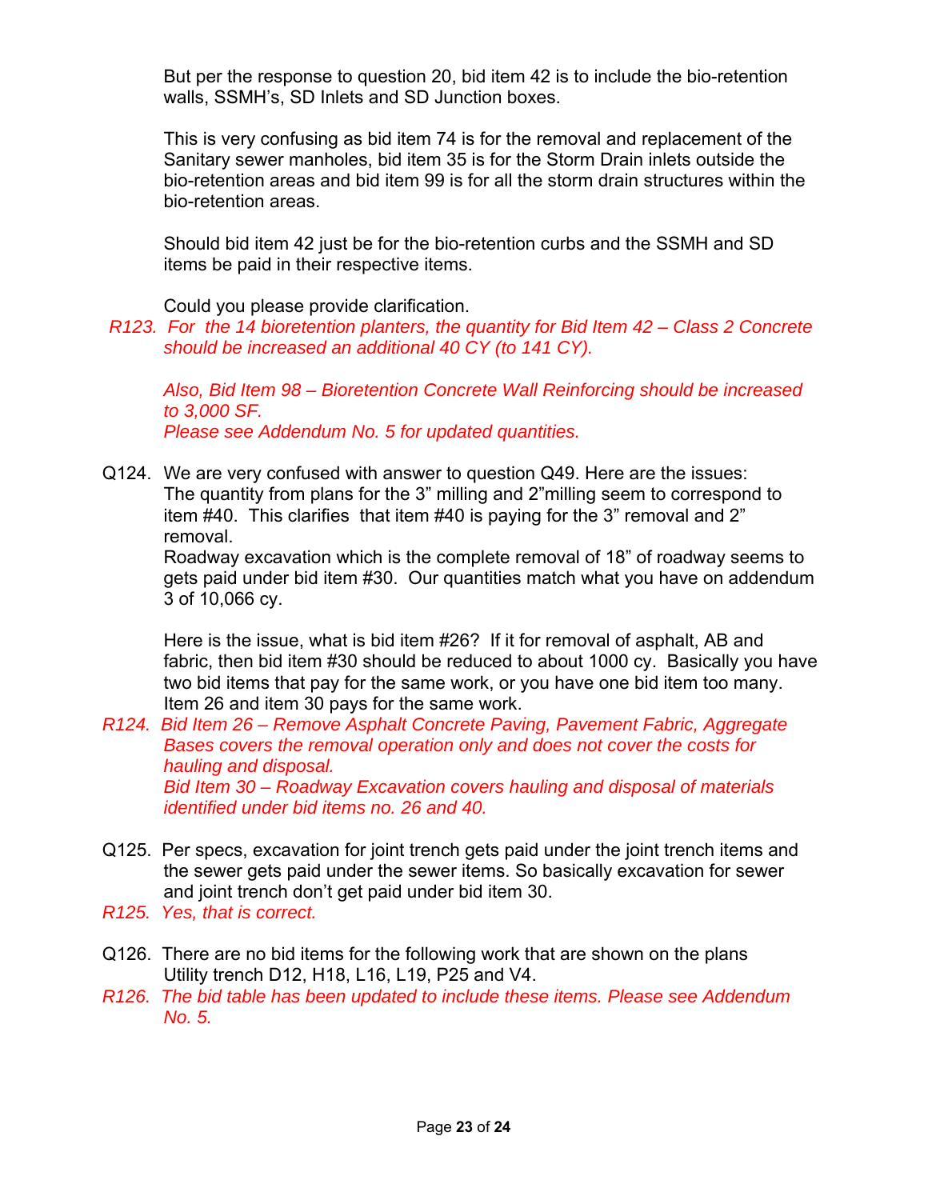But per the response to question 20, bid item 42 is to include the bio-retention walls, SSMH's, SD Inlets and SD Junction boxes.

This is very confusing as bid item 74 is for the removal and replacement of the Sanitary sewer manholes, bid item 35 is for the Storm Drain inlets outside the bio-retention areas and bid item 99 is for all the storm drain structures within the bio-retention areas.

Should bid item 42 just be for the bio-retention curbs and the SSMH and SD items be paid in their respective items.

Could you please provide clarification.

*R123. For the 14 bioretention planters, the quantity for Bid Item 42 – Class 2 Concrete should be increased an additional 40 CY (to 141 CY).*

*Also, Bid Item 98 – Bioretention Concrete Wall Reinforcing should be increased to 3,000 SF.*
*Please see Addendum No. 5 for updated quantities.*

Q124. We are very confused with answer to question Q49. Here are the issues:
The quantity from plans for the 3" milling and 2"milling seem to correspond to item #40. This clarifies that item #40 is paying for the 3" removal and 2" removal.
Roadway excavation which is the complete removal of 18" of roadway seems to gets paid under bid item #30. Our quantities match what you have on addendum 3 of 10,066 cy.

Here is the issue, what is bid item #26? If it for removal of asphalt, AB and fabric, then bid item #30 should be reduced to about 1000 cy. Basically you have two bid items that pay for the same work, or you have one bid item too many. Item 26 and item 30 pays for the same work.

*R124. Bid Item 26 – Remove Asphalt Concrete Paving, Pavement Fabric, Aggregate Bases covers the removal operation only and does not cover the costs for hauling and disposal.*
*Bid Item 30 – Roadway Excavation covers hauling and disposal of materials identified under bid items no. 26 and 40.*

Q125. Per specs, excavation for joint trench gets paid under the joint trench items and the sewer gets paid under the sewer items. So basically excavation for sewer and joint trench don't get paid under bid item 30.

*R125. Yes, that is correct.*

Q126. There are no bid items for the following work that are shown on the plans Utility trench D12, H18, L16, L19, P25 and V4.

*R126. The bid table has been updated to include these items. Please see Addendum No. 5.*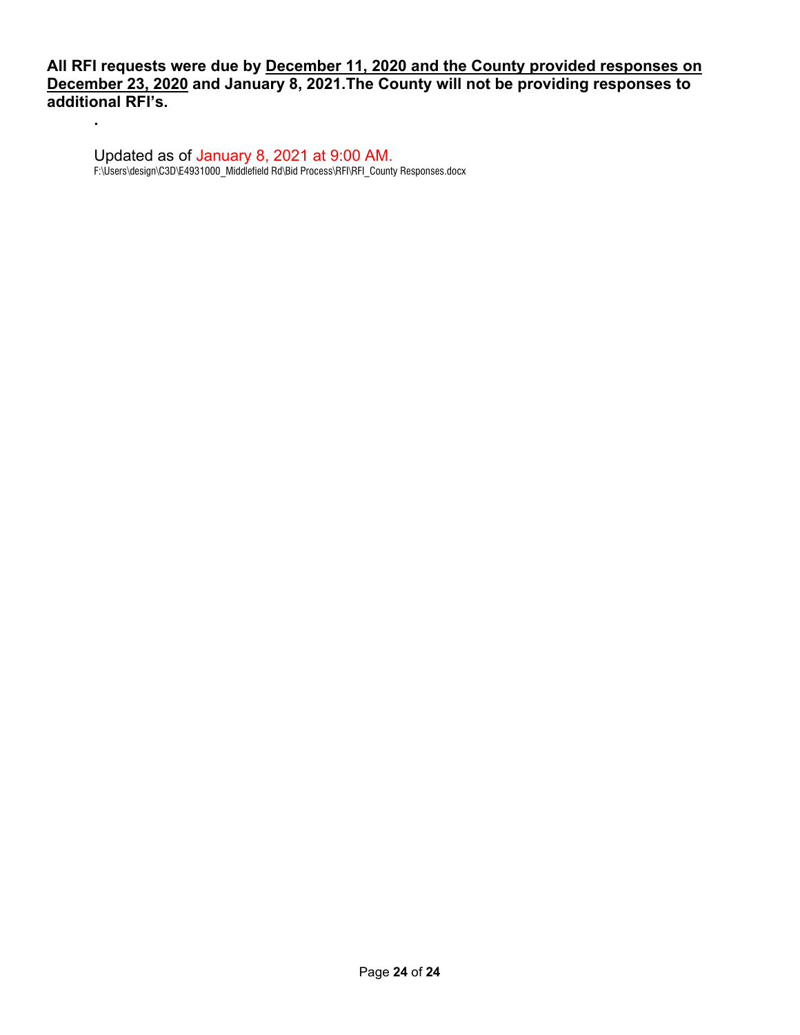**All RFI requests were due by <u>December 11, 2020 and the County provided responses on December 23, 2020</u> and January 8, 2021.The County will not be providing responses to additional RFI's.**

.

Updated as of January 8, 2021 at 9:00 AM.

F:\Users\design\C3D\E4931000_Middlefield Rd\Bid Process\RFI\RFI_County Responses.docx